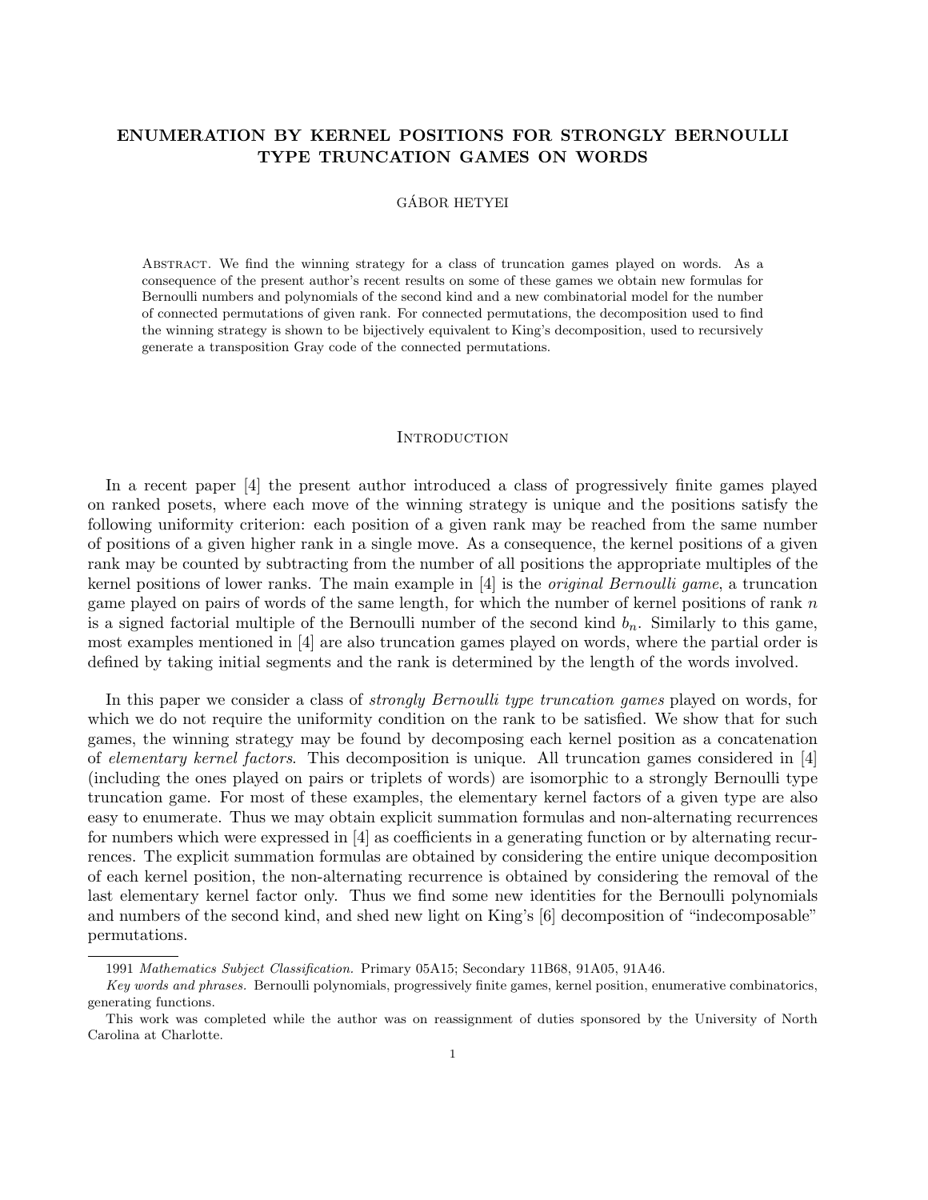# ENUMERATION BY KERNEL POSITIONS FOR STRONGLY BERNOULLI TYPE TRUNCATION GAMES ON WORDS

GÁBOR HETYEI

Abstract. We find the winning strategy for a class of truncation games played on words. As a consequence of the present author's recent results on some of these games we obtain new formulas for Bernoulli numbers and polynomials of the second kind and a new combinatorial model for the number of connected permutations of given rank. For connected permutations, the decomposition used to find the winning strategy is shown to be bijectively equivalent to King's decomposition, used to recursively generate a transposition Gray code of the connected permutations.

## Introduction

In a recent paper [4] the present author introduced a class of progressively finite games played on ranked posets, where each move of the winning strategy is unique and the positions satisfy the following uniformity criterion: each position of a given rank may be reached from the same number of positions of a given higher rank in a single move. As a consequence, the kernel positions of a given rank may be counted by subtracting from the number of all positions the appropriate multiples of the kernel positions of lower ranks. The main example in [4] is the *original Bernoulli game*, a truncation game played on pairs of words of the same length, for which the number of kernel positions of rank $n$ is a signed factorial multiple of the Bernoulli number of the second kind $b_n$. Similarly to this game, most examples mentioned in [4] are also truncation games played on words, where the partial order is defined by taking initial segments and the rank is determined by the length of the words involved.

In this paper we consider a class of *strongly Bernoulli type truncation games* played on words, for which we do not require the uniformity condition on the rank to be satisfied. We show that for such games, the winning strategy may be found by decomposing each kernel position as a concatenation of *elementary kernel factors*. This decomposition is unique. All truncation games considered in [4] (including the ones played on pairs or triplets of words) are isomorphic to a strongly Bernoulli type truncation game. For most of these examples, the elementary kernel factors of a given type are also easy to enumerate. Thus we may obtain explicit summation formulas and non-alternating recurrences for numbers which were expressed in [4] as coefficients in a generating function or by alternating recurrences. The explicit summation formulas are obtained by considering the entire unique decomposition of each kernel position, the non-alternating recurrence is obtained by considering the removal of the last elementary kernel factor only. Thus we find some new identities for the Bernoulli polynomials and numbers of the second kind, and shed new light on King's [6] decomposition of "indecomposable" permutations.

1991 *Mathematics Subject Classification.* Primary 05A15; Secondary 11B68, 91A05, 91A46.

*Key words and phrases.* Bernoulli polynomials, progressively finite games, kernel position, enumerative combinatorics, generating functions.

This work was completed while the author was on reassignment of duties sponsored by the University of North Carolina at Charlotte.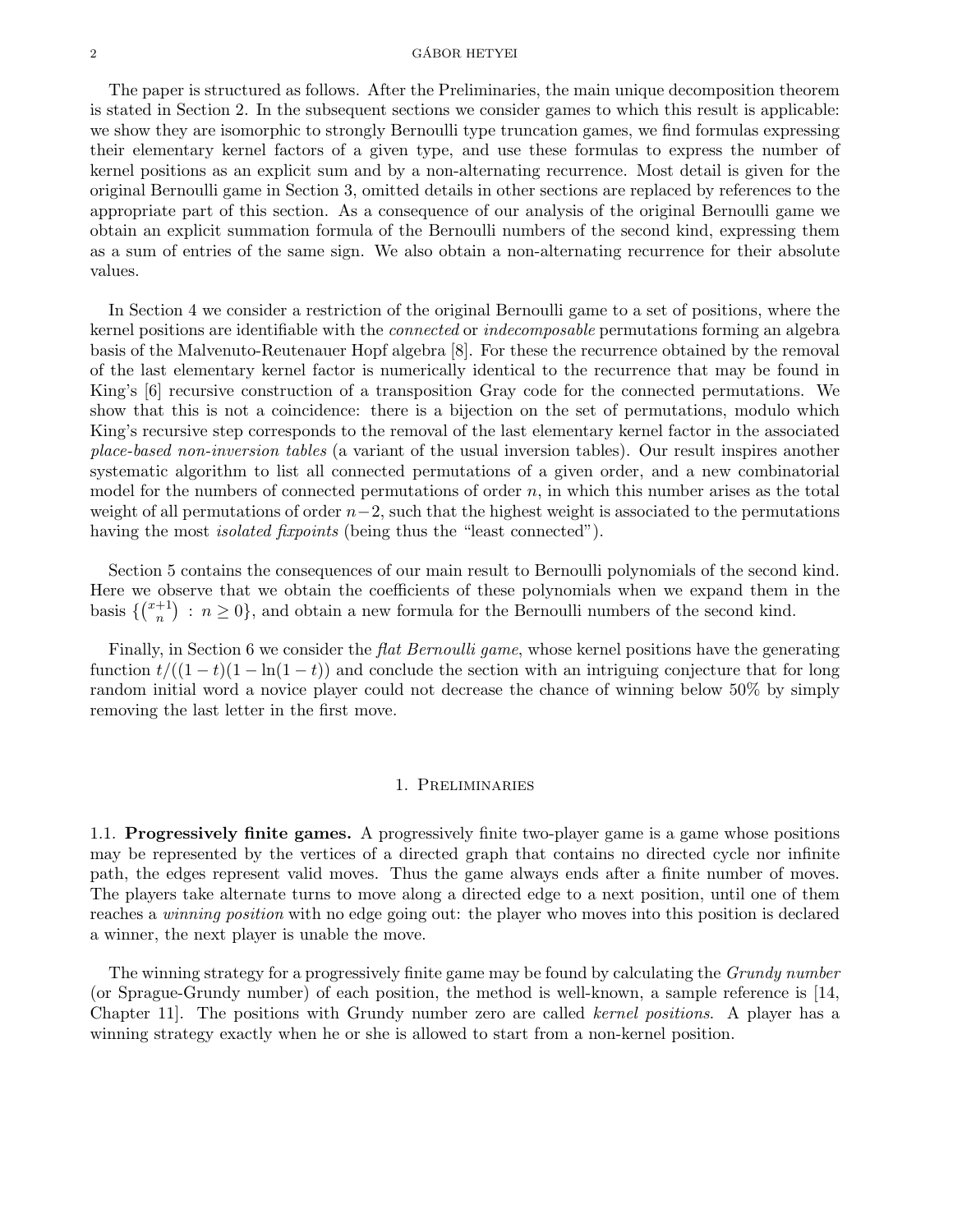The paper is structured as follows. After the Preliminaries, the main unique decomposition theorem is stated in Section 2. In the subsequent sections we consider games to which this result is applicable: we show they are isomorphic to strongly Bernoulli type truncation games, we find formulas expressing their elementary kernel factors of a given type, and use these formulas to express the number of kernel positions as an explicit sum and by a non-alternating recurrence. Most detail is given for the original Bernoulli game in Section 3, omitted details in other sections are replaced by references to the appropriate part of this section. As a consequence of our analysis of the original Bernoulli game we obtain an explicit summation formula of the Bernoulli numbers of the second kind, expressing them as a sum of entries of the same sign. We also obtain a non-alternating recurrence for their absolute values.

In Section 4 we consider a restriction of the original Bernoulli game to a set of positions, where the kernel positions are identifiable with the *connected* or *indecomposable* permutations forming an algebra basis of the Malvenuto-Reutenauer Hopf algebra [8]. For these the recurrence obtained by the removal of the last elementary kernel factor is numerically identical to the recurrence that may be found in King's [6] recursive construction of a transposition Gray code for the connected permutations. We show that this is not a coincidence: there is a bijection on the set of permutations, modulo which King's recursive step corresponds to the removal of the last elementary kernel factor in the associated *place-based non-inversion tables* (a variant of the usual inversion tables). Our result inspires another systematic algorithm to list all connected permutations of a given order, and a new combinatorial model for the numbers of connected permutations of order $n$, in which this number arises as the total weight of all permutations of order $n-2$, such that the highest weight is associated to the permutations having the most *isolated fixpoints* (being thus the "least connected").

Section 5 contains the consequences of our main result to Bernoulli polynomials of the second kind. Here we observe that we obtain the coefficients of these polynomials when we expand them in the basis $\{\binom{x+1}{n} : n \geq 0\}$, and obtain a new formula for the Bernoulli numbers of the second kind.

Finally, in Section 6 we consider the *flat Bernoulli game*, whose kernel positions have the generating function $t/((1-t)(1-\ln(1-t))$ and conclude the section with an intriguing conjecture that for long random initial word a novice player could not decrease the chance of winning below 50% by simply removing the last letter in the first move.

## 1. Preliminaries

**1.1. Progressively finite games.** A progressively finite two-player game is a game whose positions may be represented by the vertices of a directed graph that contains no directed cycle nor infinite path, the edges represent valid moves. Thus the game always ends after a finite number of moves. The players take alternate turns to move along a directed edge to a next position, until one of them reaches a *winning position* with no edge going out: the player who moves into this position is declared a winner, the next player is unable the move.

The winning strategy for a progressively finite game may be found by calculating the *Grundy number* (or Sprague-Grundy number) of each position, the method is well-known, a sample reference is [14, Chapter 11]. The positions with Grundy number zero are called *kernel positions*. A player has a winning strategy exactly when he or she is allowed to start from a non-kernel position.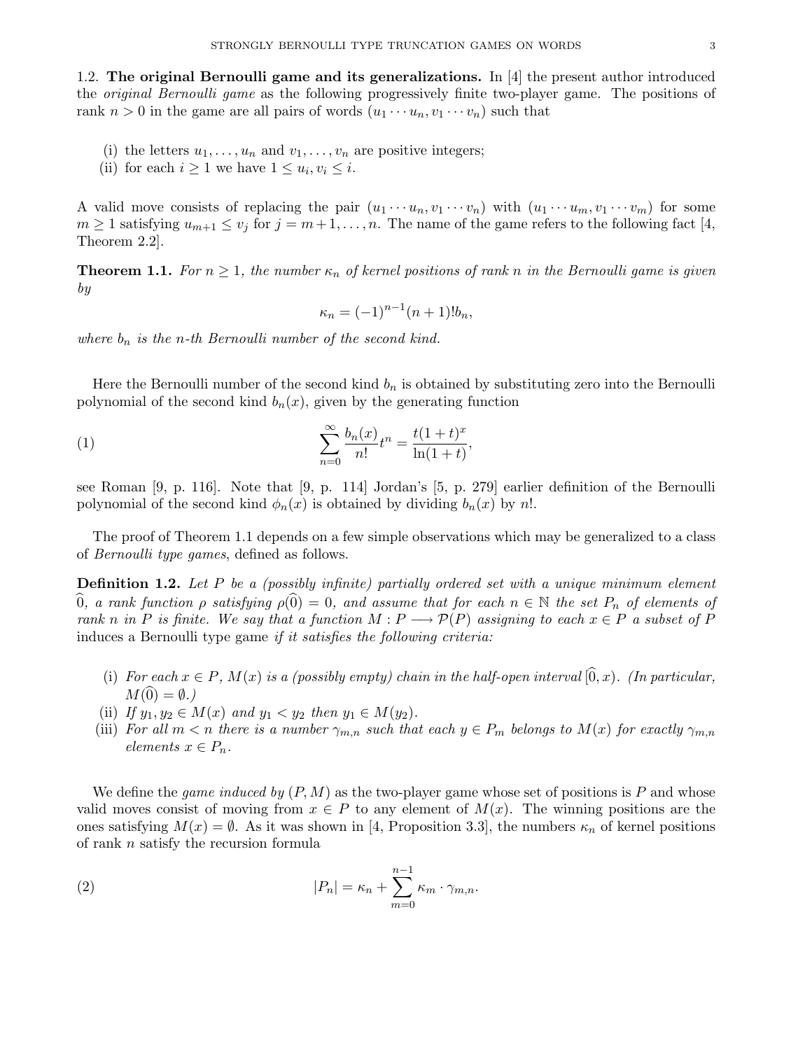### 1.2. The original Bernoulli game and its generalizations.

In [4] the present author introduced the *original Bernoulli game* as the following progressively finite two-player game. The positions of rank $n > 0$ in the game are all pairs of words $(u_1 \cdots u_n, v_1 \cdots v_n)$ such that

(i) the letters $u_1, \ldots, u_n$ and $v_1, \ldots, v_n$ are positive integers;
(ii) for each $i \geq 1$ we have $1 \leq u_i, v_i \leq i$.

A valid move consists of replacing the pair $(u_1 \cdots u_n, v_1 \cdots v_n)$ with $(u_1 \cdots u_m, v_1 \cdots v_m)$ for some $m \geq 1$ satisfying $u_{m+1} \leq v_j$ for $j = m+1, \ldots, n$. The name of the game refers to the following fact [4, Theorem 2.2].

**Theorem 1.1.** *For $n \geq 1$, the number $\kappa_n$ of kernel positions of rank $n$ in the Bernoulli game is given by*

$$\kappa_n = (-1)^{n-1}(n+1)! b_n,$$

*where $b_n$ is the $n$-th Bernoulli number of the second kind.*

Here the Bernoulli number of the second kind $b_n$ is obtained by substituting zero into the Bernoulli polynomial of the second kind $b_n(x)$, given by the generating function

$$\sum_{n=0}^{\infty} \frac{b_n(x)}{n!} t^n = \frac{t(1+t)^x}{\ln(1+t)}, \tag{1}$$

see Roman [9, p. 116]. Note that [9, p. 114] Jordan's [5, p. 279] earlier definition of the Bernoulli polynomial of the second kind $\phi_n(x)$ is obtained by dividing $b_n(x)$ by $n!$.

The proof of Theorem 1.1 depends on a few simple observations which may be generalized to a class of *Bernoulli type games*, defined as follows.

**Definition 1.2.** *Let $P$ be a (possibly infinite) partially ordered set with a unique minimum element $\widehat{0}$, a rank function $\rho$ satisfying $\rho(\widehat{0}) = 0$, and assume that for each $n \in \mathbb{N}$ the set $P_n$ of elements of rank $n$ in $P$ is finite. We say that a function $M : P \longrightarrow \mathcal{P}(P)$ assigning to each $x \in P$ a subset of $P$* induces a Bernoulli type game *if it satisfies the following criteria:*

(i) *For each $x \in P$, $M(x)$ is a (possibly empty) chain in the half-open interval $[\widehat{0}, x)$. (In particular, $M(\widehat{0}) = \emptyset$.)*
(ii) *If $y_1, y_2 \in M(x)$ and $y_1 < y_2$ then $y_1 \in M(y_2)$.*
(iii) *For all $m < n$ there is a number $\gamma_{m,n}$ such that each $y \in P_m$ belongs to $M(x)$ for exactly $\gamma_{m,n}$ elements $x \in P_n$.*

We define the *game induced by* $(P, M)$ as the two-player game whose set of positions is $P$ and whose valid moves consist of moving from $x \in P$ to any element of $M(x)$. The winning positions are the ones satisfying $M(x) = \emptyset$. As it was shown in [4, Proposition 3.3], the numbers $\kappa_n$ of kernel positions of rank $n$ satisfy the recursion formula

$$|P_n| = \kappa_n + \sum_{m=0}^{n-1} \kappa_m \cdot \gamma_{m,n}. \tag{2}$$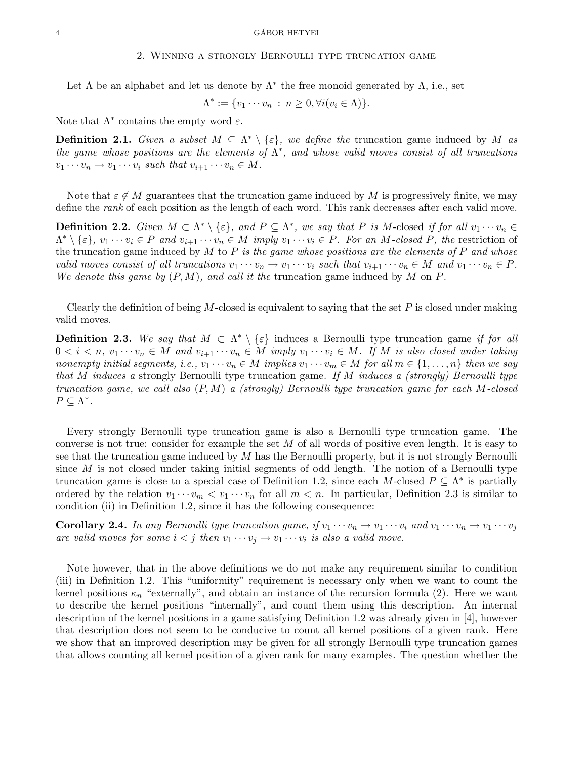## 2. Winning a strongly Bernoulli type truncation game

Let $\Lambda$ be an alphabet and let us denote by $\Lambda^*$ the free monoid generated by $\Lambda$, i.e., set

$$\Lambda^* := \{v_1 \cdots v_n \, : \, n \geq 0, \forall i (v_i \in \Lambda)\}.$$

Note that $\Lambda^*$ contains the empty word $\varepsilon$.

**Definition 2.1.** *Given a subset $M \subseteq \Lambda^* \setminus \{\varepsilon\}$, we define the* truncation game induced by $M$ *as the game whose positions are the elements of $\Lambda^*$, and whose valid moves consist of all truncations $v_1 \cdots v_n \to v_1 \cdots v_i$ such that $v_{i+1} \cdots v_n \in M$.*

Note that $\varepsilon \notin M$ guarantees that the truncation game induced by $M$ is progressively finite, we may define the *rank* of each position as the length of each word. This rank decreases after each valid move.

**Definition 2.2.** *Given $M \subset \Lambda^* \setminus \{\varepsilon\}$, and $P \subseteq \Lambda^*$, we say that $P$ is $M$-*closed *if for all $v_1 \cdots v_n \in \Lambda^* \setminus \{\varepsilon\}$, $v_1 \cdots v_i \in P$ and $v_{i+1} \cdots v_n \in M$ imply $v_1 \cdots v_i \in P$. For an $M$-closed $P$, the* restriction of the truncation game induced by $M$ to $P$ *is the game whose positions are the elements of $P$ and whose valid moves consist of all truncations $v_1 \cdots v_n \to v_1 \cdots v_i$ such that $v_{i+1} \cdots v_n \in M$ and $v_1 \cdots v_n \in P$. We denote this game by $(P, M)$, and call it the* truncation game induced by $M$ on $P$.

Clearly the definition of being $M$-closed is equivalent to saying that the set $P$ is closed under making valid moves.

**Definition 2.3.** *We say that $M \subset \Lambda^* \setminus \{\varepsilon\}$* induces a Bernoulli type truncation game *if for all $0 < i < n$, $v_1 \cdots v_n \in M$ and $v_{i+1} \cdots v_n \in M$ imply $v_1 \cdots v_i \in M$. If $M$ is also closed under taking nonempty initial segments, i.e., $v_1 \cdots v_n \in M$ implies $v_1 \cdots v_m \in M$ for all $m \in \{1, \ldots, n\}$ then we say that $M$ induces a* strongly Bernoulli type truncation game. *If $M$ induces a (strongly) Bernoulli type truncation game, we call also $(P, M)$ a (strongly) Bernoulli type truncation game for each $M$-closed $P \subseteq \Lambda^*$.*

Every strongly Bernoulli type truncation game is also a Bernoulli type truncation game. The converse is not true: consider for example the set $M$ of all words of positive even length. It is easy to see that the truncation game induced by $M$ has the Bernoulli property, but it is not strongly Bernoulli since $M$ is not closed under taking initial segments of odd length. The notion of a Bernoulli type truncation game is close to a special case of Definition 1.2, since each $M$-closed $P \subseteq \Lambda^*$ is partially ordered by the relation $v_1 \cdots v_m < v_1 \cdots v_n$ for all $m < n$. In particular, Definition 2.3 is similar to condition (ii) in Definition 1.2, since it has the following consequence:

**Corollary 2.4.** *In any Bernoulli type truncation game, if $v_1 \cdots v_n \to v_1 \cdots v_i$ and $v_1 \cdots v_n \to v_1 \cdots v_j$ are valid moves for some $i < j$ then $v_1 \cdots v_j \to v_1 \cdots v_i$ is also a valid move.*

Note however, that in the above definitions we do not make any requirement similar to condition (iii) in Definition 1.2. This "uniformity" requirement is necessary only when we want to count the kernel positions $\kappa_n$ "externally", and obtain an instance of the recursion formula (2). Here we want to describe the kernel positions "internally", and count them using this description. An internal description of the kernel positions in a game satisfying Definition 1.2 was already given in [4], however that description does not seem to be conducive to count all kernel positions of a given rank. Here we show that an improved description may be given for all strongly Bernoulli type truncation games that allows counting all kernel position of a given rank for many examples. The question whether the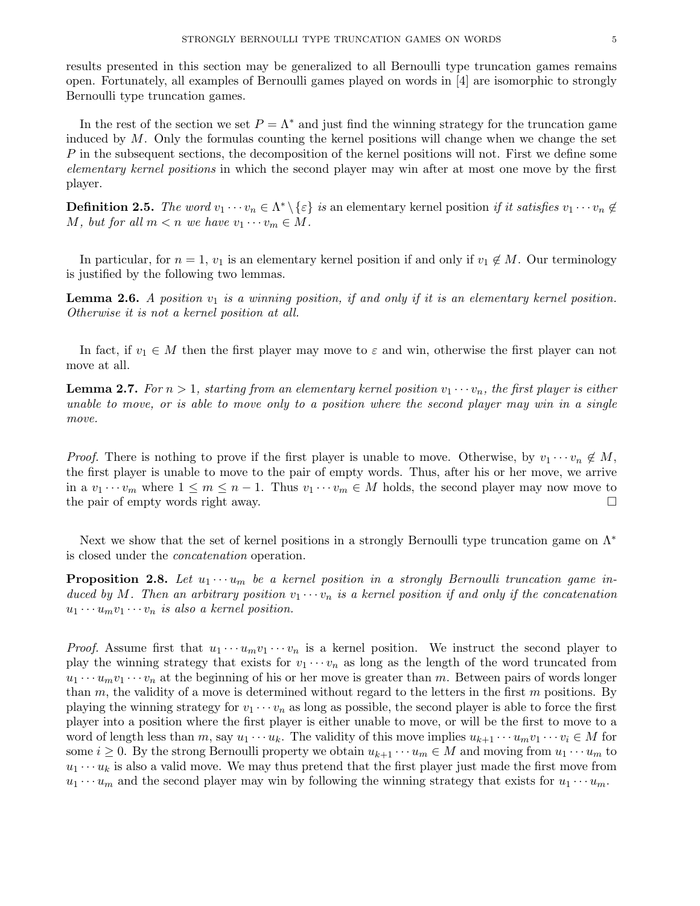results presented in this section may be generalized to all Bernoulli type truncation games remains open. Fortunately, all examples of Bernoulli games played on words in [4] are isomorphic to strongly Bernoulli type truncation games.

In the rest of the section we set $P = \Lambda^*$ and just find the winning strategy for the truncation game induced by $M$. Only the formulas counting the kernel positions will change when we change the set $P$ in the subsequent sections, the decomposition of the kernel positions will not. First we define some *elementary kernel positions* in which the second player may win after at most one move by the first player.

**Definition 2.5.** *The word $v_1 \cdots v_n \in \Lambda^* \setminus \{\varepsilon\}$ is* an elementary kernel position *if it satisfies $v_1 \cdots v_n \not\in M$, but for all $m < n$ we have $v_1 \cdots v_m \in M$.*

In particular, for $n = 1$, $v_1$ is an elementary kernel position if and only if $v_1 \not\in M$. Our terminology is justified by the following two lemmas.

**Lemma 2.6.** *A position $v_1$ is a winning position, if and only if it is an elementary kernel position. Otherwise it is not a kernel position at all.*

In fact, if $v_1 \in M$ then the first player may move to $\varepsilon$ and win, otherwise the first player can not move at all.

**Lemma 2.7.** *For $n > 1$, starting from an elementary kernel position $v_1 \cdots v_n$, the first player is either unable to move, or is able to move only to a position where the second player may win in a single move.*

*Proof.* There is nothing to prove if the first player is unable to move. Otherwise, by $v_1 \cdots v_n \not\in M$, the first player is unable to move to the pair of empty words. Thus, after his or her move, we arrive in a $v_1 \cdots v_m$ where $1 \leq m \leq n-1$. Thus $v_1 \cdots v_m \in M$ holds, the second player may now move to the pair of empty words right away. □

Next we show that the set of kernel positions in a strongly Bernoulli type truncation game on $\Lambda^*$ is closed under the *concatenation* operation.

**Proposition 2.8.** *Let $u_1 \cdots u_m$ be a kernel position in a strongly Bernoulli truncation game induced by $M$. Then an arbitrary position $v_1 \cdots v_n$ is a kernel position if and only if the concatenation $u_1 \cdots u_m v_1 \cdots v_n$ is also a kernel position.*

*Proof.* Assume first that $u_1 \cdots u_m v_1 \cdots v_n$ is a kernel position. We instruct the second player to play the winning strategy that exists for $v_1 \cdots v_n$ as long as the length of the word truncated from $u_1 \cdots u_m v_1 \cdots v_n$ at the beginning of his or her move is greater than $m$. Between pairs of words longer than $m$, the validity of a move is determined without regard to the letters in the first $m$ positions. By playing the winning strategy for $v_1 \cdots v_n$ as long as possible, the second player is able to force the first player into a position where the first player is either unable to move, or will be the first to move to a word of length less than $m$, say $u_1 \cdots u_k$. The validity of this move implies $u_{k+1} \cdots u_m v_1 \cdots v_i \in M$ for some $i \geq 0$. By the strong Bernoulli property we obtain $u_{k+1} \cdots u_m \in M$ and moving from $u_1 \cdots u_m$ to $u_1 \cdots u_k$ is also a valid move. We may thus pretend that the first player just made the first move from $u_1 \cdots u_m$ and the second player may win by following the winning strategy that exists for $u_1 \cdots u_m$.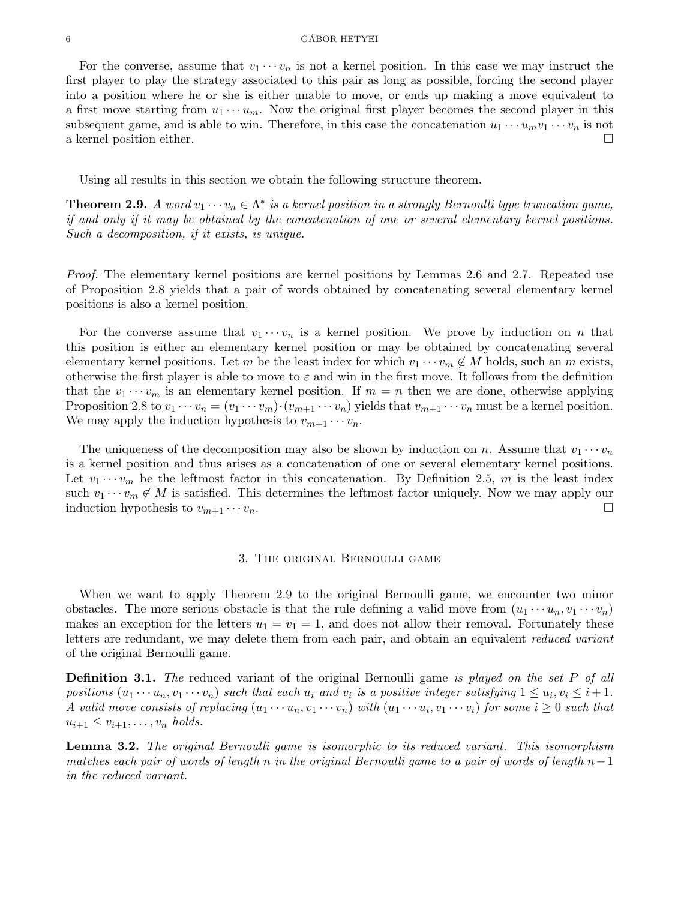For the converse, assume that $v_1 \cdots v_n$ is not a kernel position. In this case we may instruct the first player to play the strategy associated to this pair as long as possible, forcing the second player into a position where he or she is either unable to move, or ends up making a move equivalent to a first move starting from $u_1 \cdots u_m$. Now the original first player becomes the second player in this subsequent game, and is able to win. Therefore, in this case the concatenation $u_1 \cdots u_m v_1 \cdots v_n$ is not a kernel position either. □

Using all results in this section we obtain the following structure theorem.

**Theorem 2.9.** *A word $v_1 \cdots v_n \in \Lambda^*$ is a kernel position in a strongly Bernoulli type truncation game, if and only if it may be obtained by the concatenation of one or several elementary kernel positions. Such a decomposition, if it exists, is unique.*

*Proof.* The elementary kernel positions are kernel positions by Lemmas 2.6 and 2.7. Repeated use of Proposition 2.8 yields that a pair of words obtained by concatenating several elementary kernel positions is also a kernel position.

For the converse assume that $v_1 \cdots v_n$ is a kernel position. We prove by induction on $n$ that this position is either an elementary kernel position or may be obtained by concatenating several elementary kernel positions. Let $m$ be the least index for which $v_1 \cdots v_m \not\in M$ holds, such an $m$ exists, otherwise the first player is able to move to $\varepsilon$ and win in the first move. It follows from the definition that the $v_1 \cdots v_m$ is an elementary kernel position. If $m = n$ then we are done, otherwise applying Proposition 2.8 to $v_1 \cdots v_n = (v_1 \cdots v_m) \cdot (v_{m+1} \cdots v_n)$ yields that $v_{m+1} \cdots v_n$ must be a kernel position. We may apply the induction hypothesis to $v_{m+1} \cdots v_n$.

The uniqueness of the decomposition may also be shown by induction on $n$. Assume that $v_1 \cdots v_n$ is a kernel position and thus arises as a concatenation of one or several elementary kernel positions. Let $v_1 \cdots v_m$ be the leftmost factor in this concatenation. By Definition 2.5, $m$ is the least index such $v_1 \cdots v_m \not\in M$ is satisfied. This determines the leftmost factor uniquely. Now we may apply our induction hypothesis to $v_{m+1} \cdots v_n$. □

## 3. The original Bernoulli game

When we want to apply Theorem 2.9 to the original Bernoulli game, we encounter two minor obstacles. The more serious obstacle is that the rule defining a valid move from $(u_1 \cdots u_n, v_1 \cdots v_n)$ makes an exception for the letters $u_1 = v_1 = 1$, and does not allow their removal. Fortunately these letters are redundant, we may delete them from each pair, and obtain an equivalent *reduced variant* of the original Bernoulli game.

**Definition 3.1.** *The* reduced variant of the original Bernoulli game *is played on the set $P$ of all positions $(u_1 \cdots u_n, v_1 \cdots v_n)$ such that each $u_i$ and $v_i$ is a positive integer satisfying $1 \leq u_i, v_i \leq i+1$. A valid move consists of replacing $(u_1 \cdots u_n, v_1 \cdots v_n)$ with $(u_1 \cdots u_i, v_1 \cdots v_i)$ for some $i \geq 0$ such that $u_{i+1} \leq v_{i+1}, \ldots, v_n$ holds.*

**Lemma 3.2.** *The original Bernoulli game is isomorphic to its reduced variant. This isomorphism matches each pair of words of length $n$ in the original Bernoulli game to a pair of words of length $n-1$ in the reduced variant.*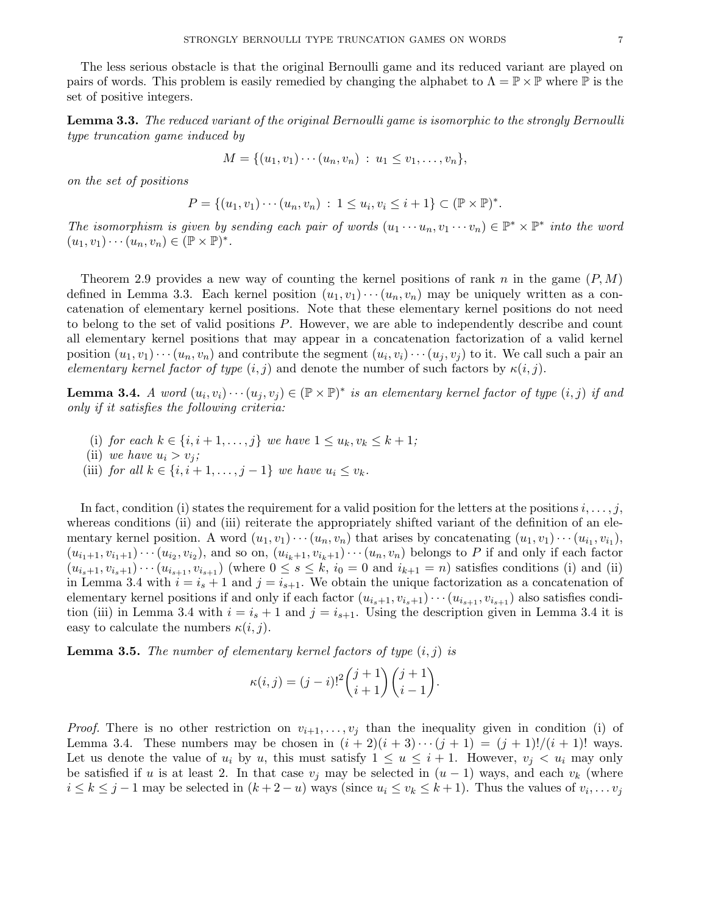The less serious obstacle is that the original Bernoulli game and its reduced variant are played on pairs of words. This problem is easily remedied by changing the alphabet to $\Lambda = \mathbb{P} \times \mathbb{P}$ where $\mathbb{P}$ is the set of positive integers.

**Lemma 3.3.** *The reduced variant of the original Bernoulli game is isomorphic to the strongly Bernoulli type truncation game induced by*

$$M = \{(u_1, v_1) \cdots (u_n, v_n) \ : \ u_1 \leq v_1, \ldots, v_n\},$$

*on the set of positions*

$$P = \{(u_1, v_1) \cdots (u_n, v_n) \ : \ 1 \leq u_i, v_i \leq i+1\} \subset (\mathbb{P} \times \mathbb{P})^*.$$

*The isomorphism is given by sending each pair of words $(u_1 \cdots u_n, v_1 \cdots v_n) \in \mathbb{P}^* \times \mathbb{P}^*$ into the word $(u_1, v_1) \cdots (u_n, v_n) \in (\mathbb{P} \times \mathbb{P})^*$.*

Theorem 2.9 provides a new way of counting the kernel positions of rank $n$ in the game $(P, M)$ defined in Lemma 3.3. Each kernel position $(u_1, v_1) \cdots (u_n, v_n)$ may be uniquely written as a concatenation of elementary kernel positions. Note that these elementary kernel positions do not need to belong to the set of valid positions $P$. However, we are able to independently describe and count all elementary kernel positions that may appear in a concatenation factorization of a valid kernel position $(u_1, v_1) \cdots (u_n, v_n)$ and contribute the segment $(u_i, v_i) \cdots (u_j, v_j)$ to it. We call such a pair an *elementary kernel factor of type* $(i, j)$ and denote the number of such factors by $\kappa(i, j)$.

**Lemma 3.4.** *A word $(u_i, v_i) \cdots (u_j, v_j) \in (\mathbb{P} \times \mathbb{P})^*$ is an elementary kernel factor of type $(i, j)$ if and only if it satisfies the following criteria:*

(i) *for each $k \in \{i, i+1, \ldots, j\}$ we have $1 \leq u_k, v_k \leq k+1$;*
(ii) *we have $u_i > v_j$;*
(iii) *for all $k \in \{i, i+1, \ldots, j-1\}$ we have $u_i \leq v_k$.*

In fact, condition (i) states the requirement for a valid position for the letters at the positions $i, \ldots, j$, whereas conditions (ii) and (iii) reiterate the appropriately shifted variant of the definition of an elementary kernel position. A word $(u_1, v_1) \cdots (u_n, v_n)$ that arises by concatenating $(u_1, v_1) \cdots (u_{i_1}, v_{i_1})$, $(u_{i_1+1}, v_{i_1+1}) \cdots (u_{i_2}, v_{i_2})$, and so on, $(u_{i_k+1}, v_{i_k+1}) \cdots (u_n, v_n)$ belongs to $P$ if and only if each factor $(u_{i_s+1}, v_{i_s+1}) \cdots (u_{i_{s+1}}, v_{i_{s+1}})$ (where $0 \leq s \leq k$, $i_0 = 0$ and $i_{k+1} = n$) satisfies conditions (i) and (ii) in Lemma 3.4 with $i = i_s + 1$ and $j = i_{s+1}$. We obtain the unique factorization as a concatenation of elementary kernel positions if and only if each factor $(u_{i_s+1}, v_{i_s+1}) \cdots (u_{i_{s+1}}, v_{i_{s+1}})$ also satisfies condition (iii) in Lemma 3.4 with $i = i_s + 1$ and $j = i_{s+1}$. Using the description given in Lemma 3.4 it is easy to calculate the numbers $\kappa(i, j)$.

**Lemma 3.5.** *The number of elementary kernel factors of type $(i, j)$ is*

$$\kappa(i, j) = (j-i)!^2 \binom{j+1}{i+1} \binom{j+1}{i-1}.$$

*Proof.* There is no other restriction on $v_{i+1}, \ldots, v_j$ than the inequality given in condition (i) of Lemma 3.4. These numbers may be chosen in $(i+2)(i+3) \cdots (j+1) = (j+1)!/(i+1)!$ ways. Let us denote the value of $u_i$ by $u$, this must satisfy $1 \leq u \leq i+1$. However, $v_j < u_i$ may only be satisfied if $u$ is at least 2. In that case $v_j$ may be selected in $(u-1)$ ways, and each $v_k$ (where $i \leq k \leq j-1$ may be selected in $(k+2-u)$ ways (since $u_i \leq v_k \leq k+1$). Thus the values of $v_i, \ldots v_j$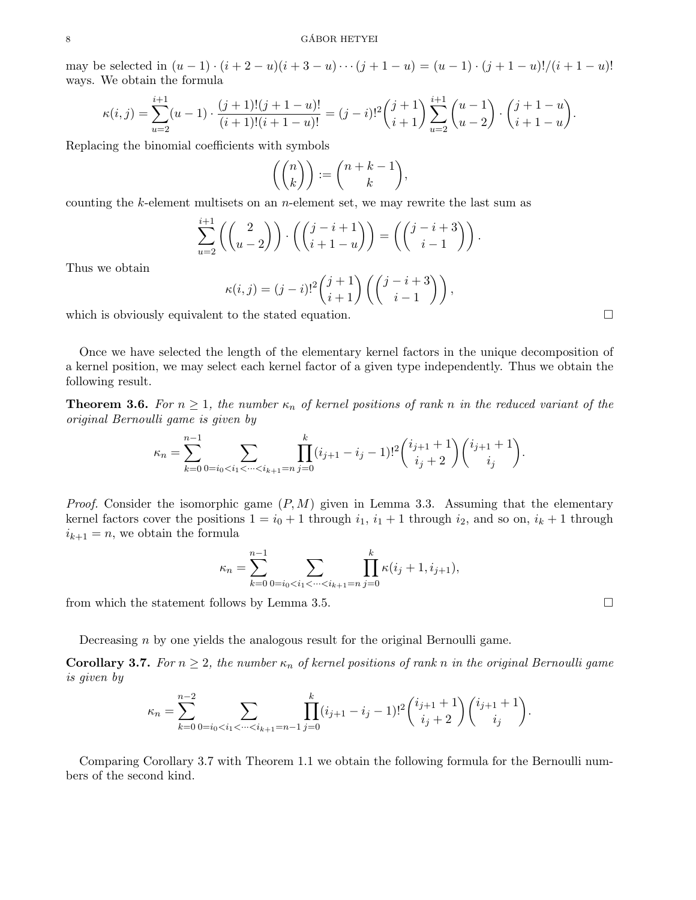may be selected in $(u-1)\cdot(i+2-u)(i+3-u)\cdots(j+1-u) = (u-1)\cdot(j+1-u)!/(i+1-u)!$ ways. We obtain the formula

$$\kappa(i,j) = \sum_{u=2}^{i+1}(u-1)\cdot\frac{(j+1)!(j+1-u)!}{(i+1)!(i+1-u)!} = (j-i)!^2\binom{j+1}{i+1}\sum_{u=2}^{i+1}\binom{u-1}{u-2}\cdot\binom{j+1-u}{i+1-u}.$$

Replacing the binomial coefficients with symbols

$$\left(\!\binom{n}{k}\!\right) := \binom{n+k-1}{k},$$

counting the $k$-element multisets on an $n$-element set, we may rewrite the last sum as

$$\sum_{u=2}^{i+1}\left(\!\binom{2}{u-2}\!\right)\cdot\left(\!\binom{j-i+1}{i+1-u}\!\right) = \left(\!\binom{j-i+3}{i-1}\!\right).$$

Thus we obtain

$$\kappa(i,j) = (j-i)!^2\binom{j+1}{i+1}\left(\!\binom{j-i+3}{i-1}\!\right),$$

which is obviously equivalent to the stated equation. $\square$

Once we have selected the length of the elementary kernel factors in the unique decomposition of a kernel position, we may select each kernel factor of a given type independently. Thus we obtain the following result.

**Theorem 3.6.** *For $n \geq 1$, the number $\kappa_n$ of kernel positions of rank $n$ in the reduced variant of the original Bernoulli game is given by*

$$\kappa_n = \sum_{k=0}^{n-1}\sum_{0=i_0<i_1<\cdots<i_{k+1}=n}\prod_{j=0}^{k}(i_{j+1}-i_j-1)!^2\binom{i_{j+1}+1}{i_j+2}\binom{i_{j+1}+1}{i_j}.$$

*Proof.* Consider the isomorphic game $(P, M)$ given in Lemma 3.3. Assuming that the elementary kernel factors cover the positions $1 = i_0+1$ through $i_1$, $i_1+1$ through $i_2$, and so on, $i_k+1$ through $i_{k+1}=n$, we obtain the formula

$$\kappa_n = \sum_{k=0}^{n-1}\sum_{0=i_0<i_1<\cdots<i_{k+1}=n}\prod_{j=0}^{k}\kappa(i_j+1, i_{j+1}),$$

from which the statement follows by Lemma 3.5. $\square$

Decreasing $n$ by one yields the analogous result for the original Bernoulli game.

**Corollary 3.7.** *For $n \geq 2$, the number $\kappa_n$ of kernel positions of rank $n$ in the original Bernoulli game is given by*

$$\kappa_n = \sum_{k=0}^{n-2}\sum_{0=i_0<i_1<\cdots<i_{k+1}=n-1}\prod_{j=0}^{k}(i_{j+1}-i_j-1)!^2\binom{i_{j+1}+1}{i_j+2}\binom{i_{j+1}+1}{i_j}.$$

Comparing Corollary 3.7 with Theorem 1.1 we obtain the following formula for the Bernoulli numbers of the second kind.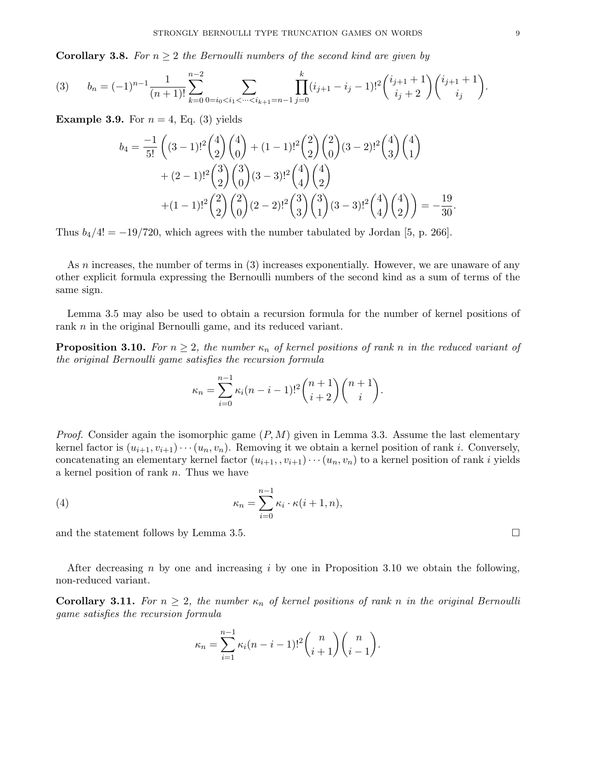**Corollary 3.8.** *For $n \geq 2$ the Bernoulli numbers of the second kind are given by*

$$
b_n = (-1)^{n-1} \frac{1}{(n+1)!} \sum_{k=0}^{n-2} \sum_{0=i_0<i_1<\cdots<i_{k+1}=n-1} \prod_{j=0}^{k} (i_{j+1}-i_j-1)!^2 \binom{i_{j+1}+1}{i_j+2} \binom{i_{j+1}+1}{i_j}. \tag{3}
$$

**Example 3.9.** For $n = 4$, Eq. (3) yields

$$
\begin{aligned}
b_4 = \frac{-1}{5!} \Bigg( & (3-1)!^2 \binom{4}{2}\binom{4}{0} + (1-1)!^2 \binom{2}{2}\binom{2}{0} (3-2)!^2 \binom{4}{3}\binom{4}{1} \\
& + (2-1)!^2 \binom{3}{2}\binom{3}{0} (3-3)!^2 \binom{4}{4}\binom{4}{2} \\
& + (1-1)!^2 \binom{2}{2}\binom{2}{0} (2-2)!^2 \binom{3}{3}\binom{3}{1} (3-3)!^2 \binom{4}{4}\binom{4}{2} \Bigg) = -\frac{19}{30}.
\end{aligned}
$$

Thus $b_4/4! = -19/720$, which agrees with the number tabulated by Jordan [5, p. 266].

As $n$ increases, the number of terms in (3) increases exponentially. However, we are unaware of any other explicit formula expressing the Bernoulli numbers of the second kind as a sum of terms of the same sign.

Lemma 3.5 may also be used to obtain a recursion formula for the number of kernel positions of rank $n$ in the original Bernoulli game, and its reduced variant.

**Proposition 3.10.** *For $n \geq 2$, the number $\kappa_n$ of kernel positions of rank $n$ in the reduced variant of the original Bernoulli game satisfies the recursion formula*

$$
\kappa_n = \sum_{i=0}^{n-1} \kappa_i (n-i-1)!^2 \binom{n+1}{i+2} \binom{n+1}{i}.
$$

*Proof.* Consider again the isomorphic game $(P, M)$ given in Lemma 3.3. Assume the last elementary kernel factor is $(u_{i+1}, v_{i+1}) \cdots (u_n, v_n)$. Removing it we obtain a kernel position of rank $i$. Conversely, concatenating an elementary kernel factor $(u_{i+1},, v_{i+1}) \cdots (u_n, v_n)$ to a kernel position of rank $i$ yields a kernel position of rank $n$. Thus we have

$$
\kappa_n = \sum_{i=0}^{n-1} \kappa_i \cdot \kappa(i+1, n), \tag{4}
$$

and the statement follows by Lemma 3.5. $\square$

After decreasing $n$ by one and increasing $i$ by one in Proposition 3.10 we obtain the following, non-reduced variant.

**Corollary 3.11.** *For $n \geq 2$, the number $\kappa_n$ of kernel positions of rank $n$ in the original Bernoulli game satisfies the recursion formula*

$$
\kappa_n = \sum_{i=1}^{n-1} \kappa_i (n-i-1)!^2 \binom{n}{i+1} \binom{n}{i-1}.
$$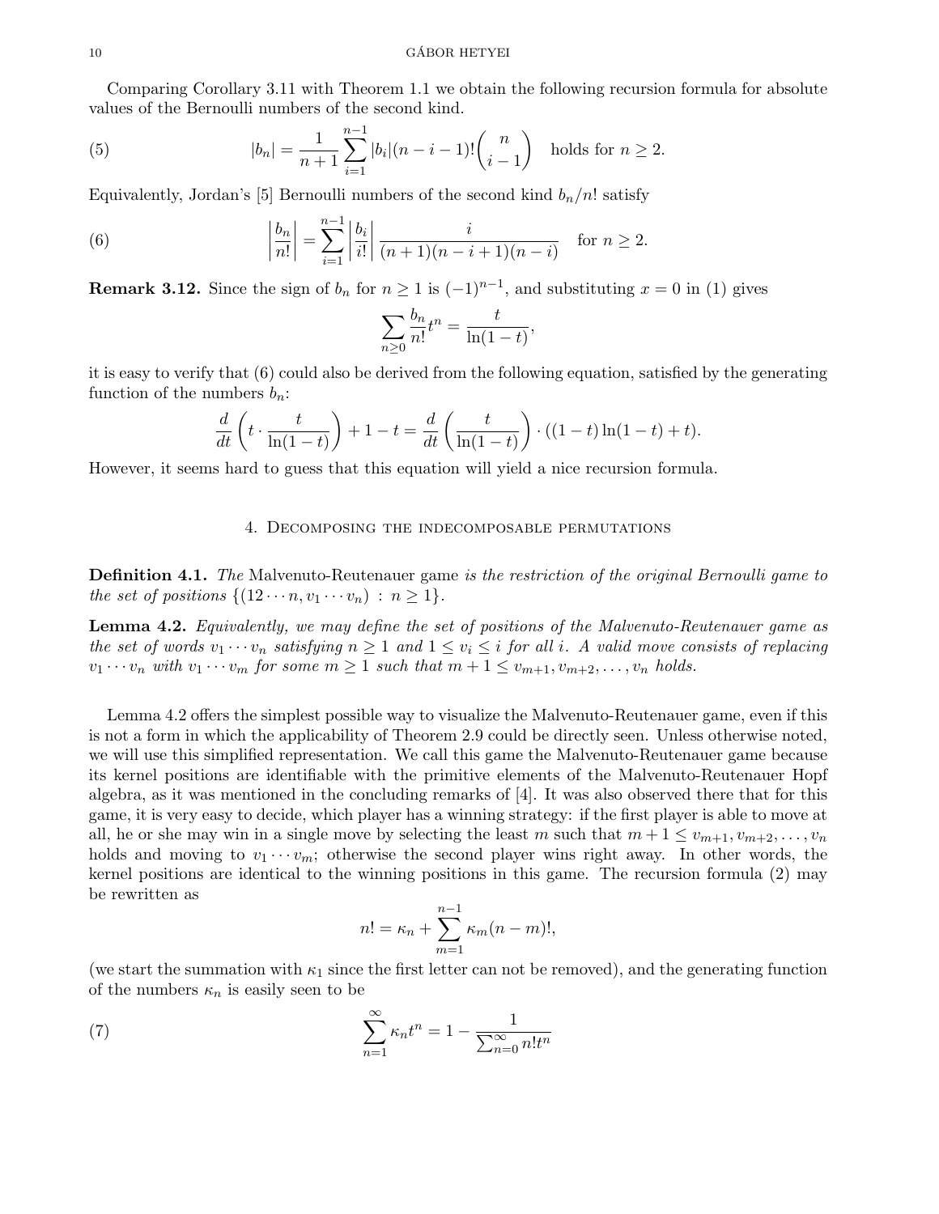Comparing Corollary 3.11 with Theorem 1.1 we obtain the following recursion formula for absolute values of the Bernoulli numbers of the second kind.

$$|b_n| = \frac{1}{n+1}\sum_{i=1}^{n-1} |b_i|(n-i-1)!\binom{n}{i-1} \quad \text{holds for } n \geq 2. \tag{5}$$

Equivalently, Jordan's [5] Bernoulli numbers of the second kind $b_n/n!$ satisfy

$$\left|\frac{b_n}{n!}\right| = \sum_{i=1}^{n-1} \left|\frac{b_i}{i!}\right| \frac{i}{(n+1)(n-i+1)(n-i)} \quad \text{for } n \geq 2. \tag{6}$$

**Remark 3.12.** Since the sign of $b_n$ for $n \geq 1$ is $(-1)^{n-1}$, and substituting $x = 0$ in (1) gives

$$\sum_{n\geq 0} \frac{b_n}{n!} t^n = \frac{t}{\ln(1-t)},$$

it is easy to verify that (6) could also be derived from the following equation, satisfied by the generating function of the numbers $b_n$:

$$\frac{d}{dt}\left(t \cdot \frac{t}{\ln(1-t)}\right) + 1 - t = \frac{d}{dt}\left(\frac{t}{\ln(1-t)}\right) \cdot ((1-t)\ln(1-t) + t).$$

However, it seems hard to guess that this equation will yield a nice recursion formula.

## 4. Decomposing the indecomposable permutations

**Definition 4.1.** *The* Malvenuto-Reutenauer game *is the restriction of the original Bernoulli game to the set of positions* $\{(12\cdots n, v_1\cdots v_n) : n \geq 1\}$.

**Lemma 4.2.** *Equivalently, we may define the set of positions of the Malvenuto-Reutenauer game as the set of words* $v_1 \cdots v_n$ *satisfying* $n \geq 1$ *and* $1 \leq v_i \leq i$ *for all* $i$*. A valid move consists of replacing* $v_1 \cdots v_n$ *with* $v_1 \cdots v_m$ *for some* $m \geq 1$ *such that* $m+1 \leq v_{m+1}, v_{m+2}, \ldots, v_n$ *holds.*

Lemma 4.2 offers the simplest possible way to visualize the Malvenuto-Reutenauer game, even if this is not a form in which the applicability of Theorem 2.9 could be directly seen. Unless otherwise noted, we will use this simplified representation. We call this game the Malvenuto-Reutenauer game because its kernel positions are identifiable with the primitive elements of the Malvenuto-Reutenauer Hopf algebra, as it was mentioned in the concluding remarks of [4]. It was also observed there that for this game, it is very easy to decide, which player has a winning strategy: if the first player is able to move at all, he or she may win in a single move by selecting the least $m$ such that $m+1 \leq v_{m+1}, v_{m+2}, \ldots, v_n$ holds and moving to $v_1 \cdots v_m$; otherwise the second player wins right away. In other words, the kernel positions are identical to the winning positions in this game. The recursion formula (2) may be rewritten as

$$n! = \kappa_n + \sum_{m=1}^{n-1} \kappa_m (n-m)!,$$

(we start the summation with $\kappa_1$ since the first letter can not be removed), and the generating function of the numbers $\kappa_n$ is easily seen to be

$$\sum_{n=1}^{\infty} \kappa_n t^n = 1 - \frac{1}{\sum_{n=0}^{\infty} n! t^n} \tag{7}$$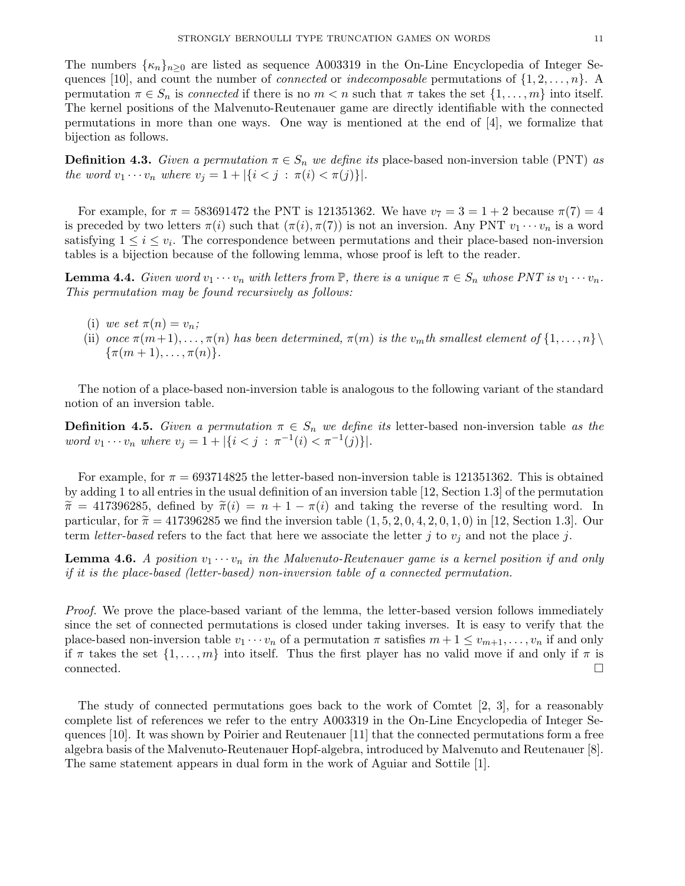The numbers $\{\kappa_n\}_{n\geq 0}$ are listed as sequence A003319 in the On-Line Encyclopedia of Integer Sequences [10], and count the number of *connected* or *indecomposable* permutations of $\{1,2,\ldots,n\}$. A permutation $\pi\in S_n$ is *connected* if there is no $m<n$ such that $\pi$ takes the set $\{1,\ldots,m\}$ into itself. The kernel positions of the Malvenuto-Reutenauer game are directly identifiable with the connected permutations in more than one ways. One way is mentioned at the end of [4], we formalize that bijection as follows.

**Definition 4.3.** *Given a permutation $\pi\in S_n$ we define its* place-based non-inversion table (PNT) *as the word $v_1\cdots v_n$ where $v_j = 1+|\{i<j\,:\,\pi(i)<\pi(j)\}|$.*

For example, for $\pi = 583691472$ the PNT is 121351362. We have $v_7 = 3 = 1+2$ because $\pi(7)=4$ is preceded by two letters $\pi(i)$ such that $(\pi(i),\pi(7))$ is not an inversion. Any PNT $v_1\cdots v_n$ is a word satisfying $1\leq i\leq v_i$. The correspondence between permutations and their place-based non-inversion tables is a bijection because of the following lemma, whose proof is left to the reader.

**Lemma 4.4.** *Given word $v_1\cdots v_n$ with letters from $\mathbb{P}$, there is a unique $\pi\in S_n$ whose PNT is $v_1\cdots v_n$. This permutation may be found recursively as follows:*

- (i) *we set $\pi(n)=v_n$;*
- (ii) *once $\pi(m+1),\ldots,\pi(n)$ has been determined, $\pi(m)$ is the $v_m$th smallest element of $\{1,\ldots,n\}\setminus\{\pi(m+1),\ldots,\pi(n)\}$.*

The notion of a place-based non-inversion table is analogous to the following variant of the standard notion of an inversion table.

**Definition 4.5.** *Given a permutation $\pi\in S_n$ we define its* letter-based non-inversion table *as the word $v_1\cdots v_n$ where $v_j = 1+|\{i<j\,:\,\pi^{-1}(i)<\pi^{-1}(j)\}|$.*

For example, for $\pi = 693714825$ the letter-based non-inversion table is 121351362. This is obtained by adding 1 to all entries in the usual definition of an inversion table [12, Section 1.3] of the permutation $\widetilde{\pi} = 417396285$, defined by $\widetilde{\pi}(i) = n+1-\pi(i)$ and taking the reverse of the resulting word. In particular, for $\widetilde{\pi} = 417396285$ we find the inversion table $(1,5,2,0,4,2,0,1,0)$ in [12, Section 1.3]. Our term *letter-based* refers to the fact that here we associate the letter $j$ to $v_j$ and not the place $j$.

**Lemma 4.6.** *A position $v_1\cdots v_n$ in the Malvenuto-Reutenauer game is a kernel position if and only if it is the place-based (letter-based) non-inversion table of a connected permutation.*

*Proof.* We prove the place-based variant of the lemma, the letter-based version follows immediately since the set of connected permutations is closed under taking inverses. It is easy to verify that the place-based non-inversion table $v_1\cdots v_n$ of a permutation $\pi$ satisfies $m+1\leq v_{m+1},\ldots,v_n$ if and only if $\pi$ takes the set $\{1,\ldots,m\}$ into itself. Thus the first player has no valid move if and only if $\pi$ is connected. $\square$

The study of connected permutations goes back to the work of Comtet [2, 3], for a reasonably complete list of references we refer to the entry A003319 in the On-Line Encyclopedia of Integer Sequences [10]. It was shown by Poirier and Reutenauer [11] that the connected permutations form a free algebra basis of the Malvenuto-Reutenauer Hopf-algebra, introduced by Malvenuto and Reutenauer [8]. The same statement appears in dual form in the work of Aguiar and Sottile [1].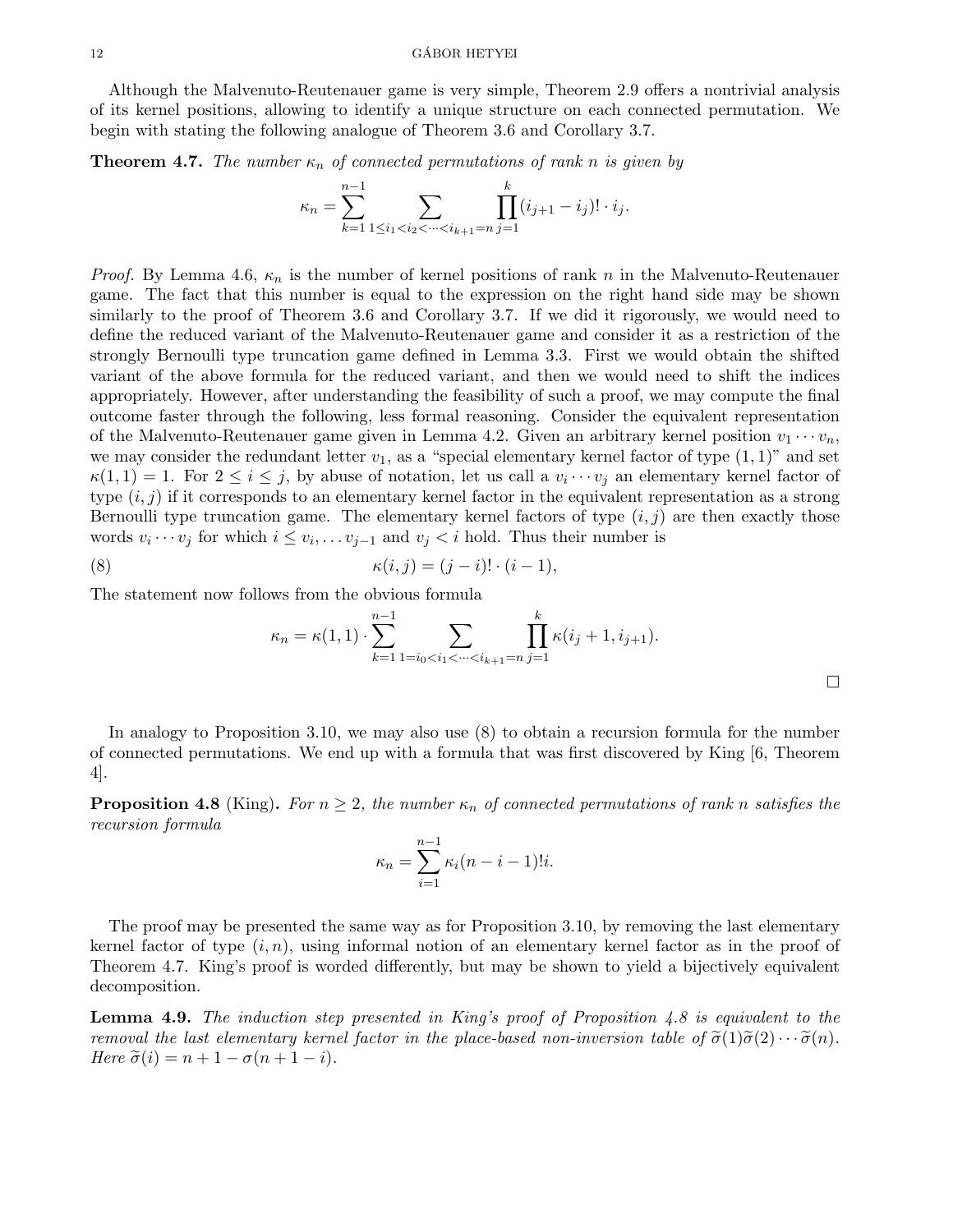Although the Malvenuto-Reutenauer game is very simple, Theorem 2.9 offers a nontrivial analysis of its kernel positions, allowing to identify a unique structure on each connected permutation. We begin with stating the following analogue of Theorem 3.6 and Corollary 3.7.

**Theorem 4.7.** *The number $\kappa_n$ of connected permutations of rank $n$ is given by*

$$\kappa_n = \sum_{k=1}^{n-1} \sum_{1 \leq i_1 < i_2 < \cdots < i_{k+1} = n} \prod_{j=1}^{k} (i_{j+1} - i_j)! \cdot i_j.$$

*Proof.* By Lemma 4.6, $\kappa_n$ is the number of kernel positions of rank $n$ in the Malvenuto-Reutenauer game. The fact that this number is equal to the expression on the right hand side may be shown similarly to the proof of Theorem 3.6 and Corollary 3.7. If we did it rigorously, we would need to define the reduced variant of the Malvenuto-Reutenauer game and consider it as a restriction of the strongly Bernoulli type truncation game defined in Lemma 3.3. First we would obtain the shifted variant of the above formula for the reduced variant, and then we would need to shift the indices appropriately. However, after understanding the feasibility of such a proof, we may compute the final outcome faster through the following, less formal reasoning. Consider the equivalent representation of the Malvenuto-Reutenauer game given in Lemma 4.2. Given an arbitrary kernel position $v_1 \cdots v_n$, we may consider the redundant letter $v_1$, as a "special elementary kernel factor of type $(1,1)$" and set $\kappa(1,1) = 1$. For $2 \leq i \leq j$, by abuse of notation, let us call a $v_i \cdots v_j$ an elementary kernel factor of type $(i,j)$ if it corresponds to an elementary kernel factor in the equivalent representation as a strong Bernoulli type truncation game. The elementary kernel factors of type $(i,j)$ are then exactly those words $v_i \cdots v_j$ for which $i \leq v_i, \ldots v_{j-1}$ and $v_j < i$ hold. Thus their number is

$$\kappa(i,j) = (j-i)! \cdot (i-1), \tag{8}$$

The statement now follows from the obvious formula

$$\kappa_n = \kappa(1,1) \cdot \sum_{k=1}^{n-1} \sum_{1 = i_0 < i_1 < \cdots < i_{k+1} = n} \prod_{j=1}^{k} \kappa(i_j + 1, i_{j+1}).$$

□

In analogy to Proposition 3.10, we may also use (8) to obtain a recursion formula for the number of connected permutations. We end up with a formula that was first discovered by King [6, Theorem 4].

**Proposition 4.8** (King)**.** *For $n \geq 2$, the number $\kappa_n$ of connected permutations of rank $n$ satisfies the recursion formula*

$$\kappa_n = \sum_{i=1}^{n-1} \kappa_i (n-i-1)! i.$$

The proof may be presented the same way as for Proposition 3.10, by removing the last elementary kernel factor of type $(i,n)$, using informal notion of an elementary kernel factor as in the proof of Theorem 4.7. King's proof is worded differently, but may be shown to yield a bijectively equivalent decomposition.

**Lemma 4.9.** *The induction step presented in King's proof of Proposition 4.8 is equivalent to the removal the last elementary kernel factor in the place-based non-inversion table of $\widetilde{\sigma}(1)\widetilde{\sigma}(2)\cdots\widetilde{\sigma}(n)$. Here $\widetilde{\sigma}(i) = n + 1 - \sigma(n+1-i)$.*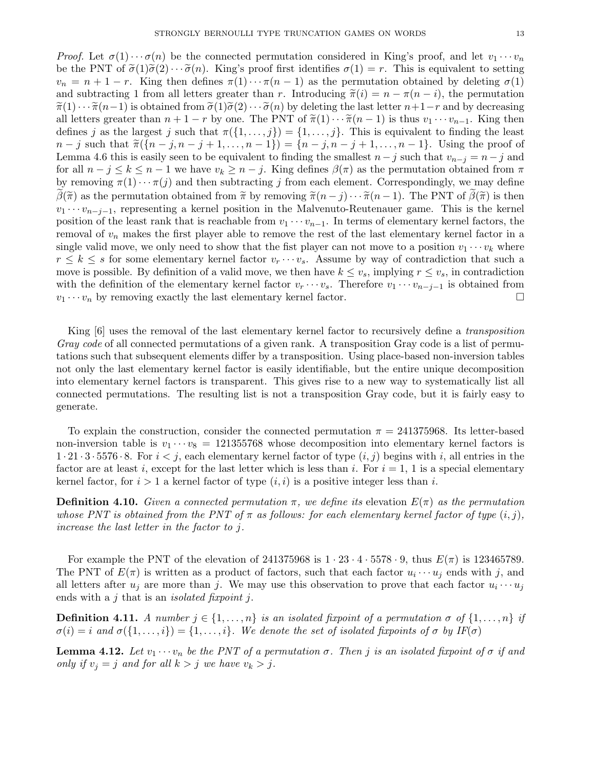*Proof.* Let $\sigma(1)\cdots\sigma(n)$ be the connected permutation considered in King's proof, and let $v_1\cdots v_n$ be the PNT of $\widetilde{\sigma}(1)\widetilde{\sigma}(2)\cdots\widetilde{\sigma}(n)$. King's proof first identifies $\sigma(1)=r$. This is equivalent to setting $v_n = n+1-r$. King then defines $\pi(1)\cdots\pi(n-1)$ as the permutation obtained by deleting $\sigma(1)$ and subtracting 1 from all letters greater than $r$. Introducing $\widetilde{\pi}(i) = n-\pi(n-i)$, the permutation $\widetilde{\pi}(1)\cdots\widetilde{\pi}(n-1)$ is obtained from $\widetilde{\sigma}(1)\widetilde{\sigma}(2)\cdots\widetilde{\sigma}(n)$ by deleting the last letter $n+1-r$ and by decreasing all letters greater than $n+1-r$ by one. The PNT of $\widetilde{\pi}(1)\cdots\widetilde{\pi}(n-1)$ is thus $v_1\cdots v_{n-1}$. King then defines $j$ as the largest $j$ such that $\pi(\{1,\ldots,j\})=\{1,\ldots,j\}$. This is equivalent to finding the least $n-j$ such that $\widetilde{\pi}(\{n-j,n-j+1,\ldots,n-1\}) = \{n-j,n-j+1,\ldots,n-1\}$. Using the proof of Lemma 4.6 this is easily seen to be equivalent to finding the smallest $n-j$ such that $v_{n-j}=n-j$ and for all $n-j\leq k\leq n-1$ we have $v_k\geq n-j$. King defines $\beta(\pi)$ as the permutation obtained from $\pi$ by removing $\pi(1)\cdots\pi(j)$ and then subtracting $j$ from each element. Correspondingly, we may define $\widetilde{\beta}(\widetilde{\pi})$ as the permutation obtained from $\widetilde{\pi}$ by removing $\widetilde{\pi}(n-j)\cdots\widetilde{\pi}(n-1)$. The PNT of $\widetilde{\beta}(\widetilde{\pi})$ is then $v_1\cdots v_{n-j-1}$, representing a kernel position in the Malvenuto-Reutenauer game. This is the kernel position of the least rank that is reachable from $v_1\cdots v_{n-1}$. In terms of elementary kernel factors, the removal of $v_n$ makes the first player able to remove the rest of the last elementary kernel factor in a single valid move, we only need to show that the fist player can not move to a position $v_1\cdots v_k$ where $r\leq k\leq s$ for some elementary kernel factor $v_r\cdots v_s$. Assume by way of contradiction that such a move is possible. By definition of a valid move, we then have $k\leq v_s$, implying $r\leq v_s$, in contradiction with the definition of the elementary kernel factor $v_r\cdots v_s$. Therefore $v_1\cdots v_{n-j-1}$ is obtained from $v_1\cdots v_n$ by removing exactly the last elementary kernel factor. □

King [6] uses the removal of the last elementary kernel factor to recursively define a *transposition Gray code* of all connected permutations of a given rank. A transposition Gray code is a list of permutations such that subsequent elements differ by a transposition. Using place-based non-inversion tables not only the last elementary kernel factor is easily identifiable, but the entire unique decomposition into elementary kernel factors is transparent. This gives rise to a new way to systematically list all connected permutations. The resulting list is not a transposition Gray code, but it is fairly easy to generate.

To explain the construction, consider the connected permutation $\pi = 241375968$. Its letter-based non-inversion table is $v_1\cdots v_8 = 121355768$ whose decomposition into elementary kernel factors is $1\cdot 21\cdot 3\cdot 5576\cdot 8$. For $i<j$, each elementary kernel factor of type $(i,j)$ begins with $i$, all entries in the factor are at least $i$, except for the last letter which is less than $i$. For $i=1$, 1 is a special elementary kernel factor, for $i>1$ a kernel factor of type $(i,i)$ is a positive integer less than $i$.

**Definition 4.10.** *Given a connected permutation $\pi$, we define its* elevation $E(\pi)$ *as the permutation whose PNT is obtained from the PNT of $\pi$ as follows: for each elementary kernel factor of type $(i,j)$, increase the last letter in the factor to $j$.*

For example the PNT of the elevation of 241375968 is $1\cdot 23\cdot 4\cdot 5578\cdot 9$, thus $E(\pi)$ is 123465789. The PNT of $E(\pi)$ is written as a product of factors, such that each factor $u_i\cdots u_j$ ends with $j$, and all letters after $u_j$ are more than $j$. We may use this observation to prove that each factor $u_i\cdots u_j$ ends with a $j$ that is an *isolated fixpoint* $j$.

**Definition 4.11.** *A number $j\in\{1,\ldots,n\}$ is an isolated fixpoint of a permutation $\sigma$ of $\{1,\ldots,n\}$ if $\sigma(i)=i$ and $\sigma(\{1,\ldots,i\})=\{1,\ldots,i\}$. We denote the set of isolated fixpoints of $\sigma$ by $IF(\sigma)$*

**Lemma 4.12.** *Let $v_1\cdots v_n$ be the PNT of a permutation $\sigma$. Then $j$ is an isolated fixpoint of $\sigma$ if and only if $v_j=j$ and for all $k>j$ we have $v_k>j$.*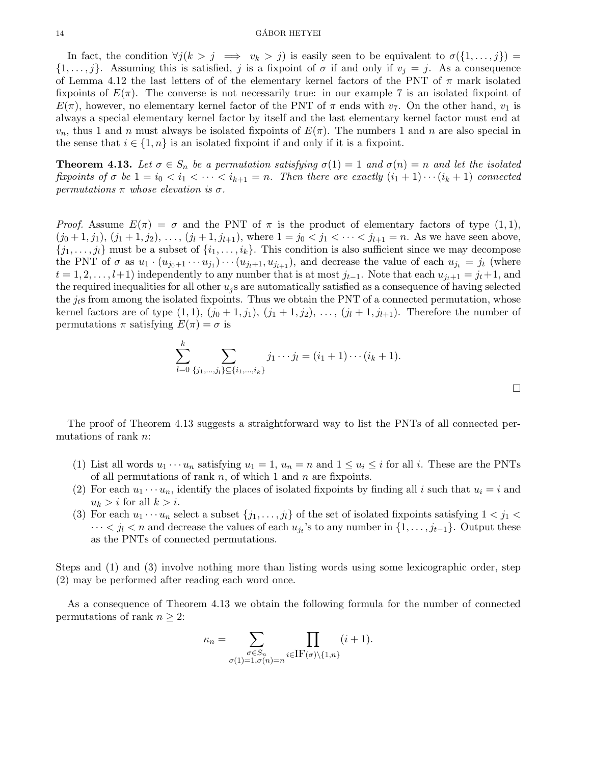In fact, the condition $\forall j(k > j \implies v_k > j)$ is easily seen to be equivalent to $\sigma(\{1, \ldots, j\}) = \{1, \ldots, j\}$. Assuming this is satisfied, $j$ is a fixpoint of $\sigma$ if and only if $v_j = j$. As a consequence of Lemma 4.12 the last letters of of the elementary kernel factors of the PNT of $\pi$ mark isolated fixpoints of $E(\pi)$. The converse is not necessarily true: in our example 7 is an isolated fixpoint of $E(\pi)$, however, no elementary kernel factor of the PNT of $\pi$ ends with $v_7$. On the other hand, $v_1$ is always a special elementary kernel factor by itself and the last elementary kernel factor must end at $v_n$, thus 1 and $n$ must always be isolated fixpoints of $E(\pi)$. The numbers 1 and $n$ are also special in the sense that $i \in \{1, n\}$ is an isolated fixpoint if and only if it is a fixpoint.

**Theorem 4.13.** *Let $\sigma \in S_n$ be a permutation satisfying $\sigma(1) = 1$ and $\sigma(n) = n$ and let the isolated fixpoints of $\sigma$ be $1 = i_0 < i_1 < \cdots < i_{k+1} = n$. Then there are exactly $(i_1 + 1) \cdots (i_k + 1)$ connected permutations $\pi$ whose elevation is $\sigma$.*

*Proof.* Assume $E(\pi) = \sigma$ and the PNT of $\pi$ is the product of elementary factors of type $(1, 1)$, $(j_0 + 1, j_1)$, $(j_1 + 1, j_2)$, $\ldots$, $(j_l + 1, j_{l+1})$, where $1 = j_0 < j_1 < \cdots < j_{l+1} = n$. As we have seen above, $\{j_1, \ldots, j_l\}$ must be a subset of $\{i_1, \ldots, i_k\}$. This condition is also sufficient since we may decompose the PNT of $\sigma$ as $u_1 \cdot (u_{j_0+1} \cdots u_{j_1}) \cdots (u_{j_l+1}, u_{j_{l+1}})$, and decrease the value of each $u_{j_t} = j_t$ (where $t = 1, 2, \ldots, l+1$) independently to any number that is at most $j_{t-1}$. Note that each $u_{j_t+1} = j_t + 1$, and the required inequalities for all other $u_j$s are automatically satisfied as a consequence of having selected the $j_t$s from among the isolated fixpoints. Thus we obtain the PNT of a connected permutation, whose kernel factors are of type $(1, 1)$, $(j_0 + 1, j_1)$, $(j_1 + 1, j_2)$, $\ldots$, $(j_l + 1, j_{l+1})$. Therefore the number of permutations $\pi$ satisfying $E(\pi) = \sigma$ is

$$\sum_{l=0}^{k} \sum_{\{j_1,\ldots,j_l\} \subseteq \{i_1,\ldots,i_k\}} j_1 \cdots j_l = (i_1 + 1) \cdots (i_k + 1).$$

□

The proof of Theorem 4.13 suggests a straightforward way to list the PNTs of all connected permutations of rank $n$:

1. List all words $u_1 \cdots u_n$ satisfying $u_1 = 1$, $u_n = n$ and $1 \leq u_i \leq i$ for all $i$. These are the PNTs of all permutations of rank $n$, of which 1 and $n$ are fixpoints.
2. For each $u_1 \cdots u_n$, identify the places of isolated fixpoints by finding all $i$ such that $u_i = i$ and $u_k > i$ for all $k > i$.
3. For each $u_1 \cdots u_n$ select a subset $\{j_1, \ldots, j_l\}$ of the set of isolated fixpoints satisfying $1 < j_1 < \cdots < j_l < n$ and decrease the values of each $u_{j_t}$'s to any number in $\{1, \ldots, j_{t-1}\}$. Output these as the PNTs of connected permutations.

Steps and (1) and (3) involve nothing more than listing words using some lexicographic order, step (2) may be performed after reading each word once.

As a consequence of Theorem 4.13 we obtain the following formula for the number of connected permutations of rank $n \geq 2$:

$$\kappa_n = \sum_{\substack{\sigma \in S_n \\ \sigma(1)=1, \sigma(n)=n}} \prod_{i \in \mathrm{IF}(\sigma) \setminus \{1,n\}} (i + 1).$$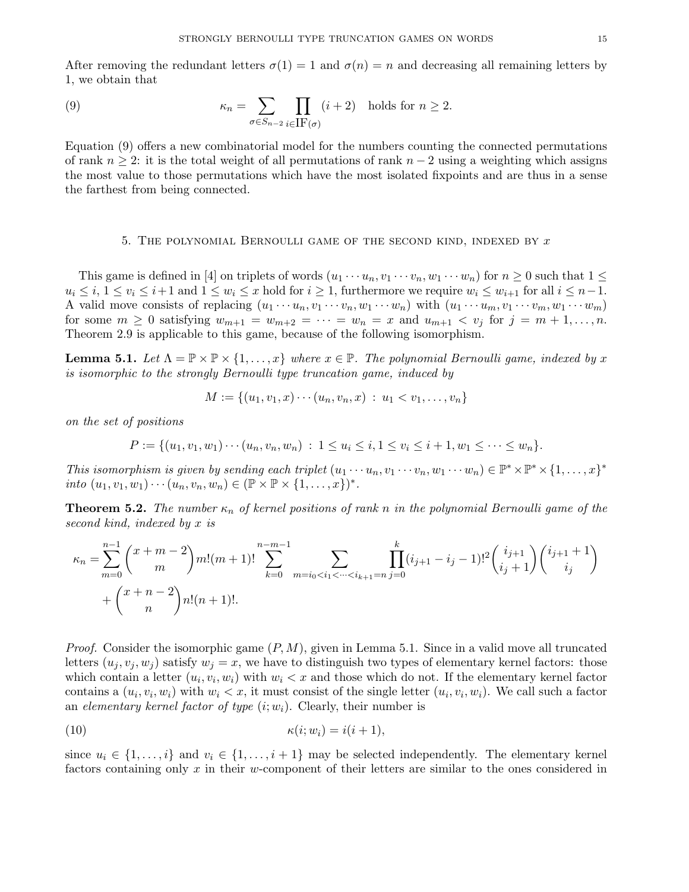After removing the redundant letters $\sigma(1) = 1$ and $\sigma(n) = n$ and decreasing all remaining letters by 1, we obtain that

$$\kappa_n = \sum_{\sigma \in S_{n-2}} \prod_{i \in \mathrm{IF}(\sigma)} (i+2) \quad \text{holds for } n \geq 2. \tag{9}$$

Equation (9) offers a new combinatorial model for the numbers counting the connected permutations of rank $n \geq 2$: it is the total weight of all permutations of rank $n-2$ using a weighting which assigns the most value to those permutations which have the most isolated fixpoints and are thus in a sense the farthest from being connected.

## 5. The polynomial Bernoulli game of the second kind, indexed by $x$

This game is defined in [4] on triplets of words $(u_1 \cdots u_n, v_1 \cdots v_n, w_1 \cdots w_n)$ for $n \geq 0$ such that $1 \leq u_i \leq i$, $1 \leq v_i \leq i+1$ and $1 \leq w_i \leq x$ hold for $i \geq 1$, furthermore we require $w_i \leq w_{i+1}$ for all $i \leq n-1$. A valid move consists of replacing $(u_1 \cdots u_n, v_1 \cdots v_n, w_1 \cdots w_n)$ with $(u_1 \cdots u_m, v_1 \cdots v_m, w_1 \cdots w_m)$ for some $m \geq 0$ satisfying $w_{m+1} = w_{m+2} = \cdots = w_n = x$ and $u_{m+1} < v_j$ for $j = m+1, \ldots, n$. Theorem 2.9 is applicable to this game, because of the following isomorphism.

**Lemma 5.1.** *Let $\Lambda = \mathbb{P} \times \mathbb{P} \times \{1, \ldots, x\}$ where $x \in \mathbb{P}$. The polynomial Bernoulli game, indexed by $x$ is isomorphic to the strongly Bernoulli type truncation game, induced by*

$$M := \{(u_1, v_1, x) \cdots (u_n, v_n, x) \ : \ u_1 < v_1, \ldots, v_n\}$$

*on the set of positions*

$$P := \{(u_1, v_1, w_1) \cdots (u_n, v_n, w_n) \ : \ 1 \leq u_i \leq i, 1 \leq v_i \leq i+1, w_1 \leq \cdots \leq w_n\}.$$

*This isomorphism is given by sending each triplet $(u_1 \cdots u_n, v_1 \cdots v_n, w_1 \cdots w_n) \in \mathbb{P}^* \times \mathbb{P}^* \times \{1, \ldots, x\}^*$ into $(u_1, v_1, w_1) \cdots (u_n, v_n, w_n) \in (\mathbb{P} \times \mathbb{P} \times \{1, \ldots, x\})^*$.*

**Theorem 5.2.** *The number $\kappa_n$ of kernel positions of rank $n$ in the polynomial Bernoulli game of the second kind, indexed by $x$ is*

$$\kappa_n = \sum_{m=0}^{n-1} \binom{x+m-2}{m} m!(m+1)! \sum_{k=0}^{n-m-1} \sum_{m=i_0 < i_1 < \cdots < i_{k+1} = n} \prod_{j=0}^{k} (i_{j+1} - i_j - 1)!^2 \binom{i_{j+1}}{i_j + 1} \binom{i_{j+1}+1}{i_j}$$
$$+ \binom{x+n-2}{n} n!(n+1)!.$$

*Proof.* Consider the isomorphic game $(P, M)$, given in Lemma 5.1. Since in a valid move all truncated letters $(u_j, v_j, w_j)$ satisfy $w_j = x$, we have to distinguish two types of elementary kernel factors: those which contain a letter $(u_i, v_i, w_i)$ with $w_i < x$ and those which do not. If the elementary kernel factor contains a $(u_i, v_i, w_i)$ with $w_i < x$, it must consist of the single letter $(u_i, v_i, w_i)$. We call such a factor an *elementary kernel factor of type $(i; w_i)$*. Clearly, their number is

$$\kappa(i; w_i) = i(i+1), \tag{10}$$

since $u_i \in \{1, \ldots, i\}$ and $v_i \in \{1, \ldots, i+1\}$ may be selected independently. The elementary kernel factors containing only $x$ in their $w$-component of their letters are similar to the ones considered in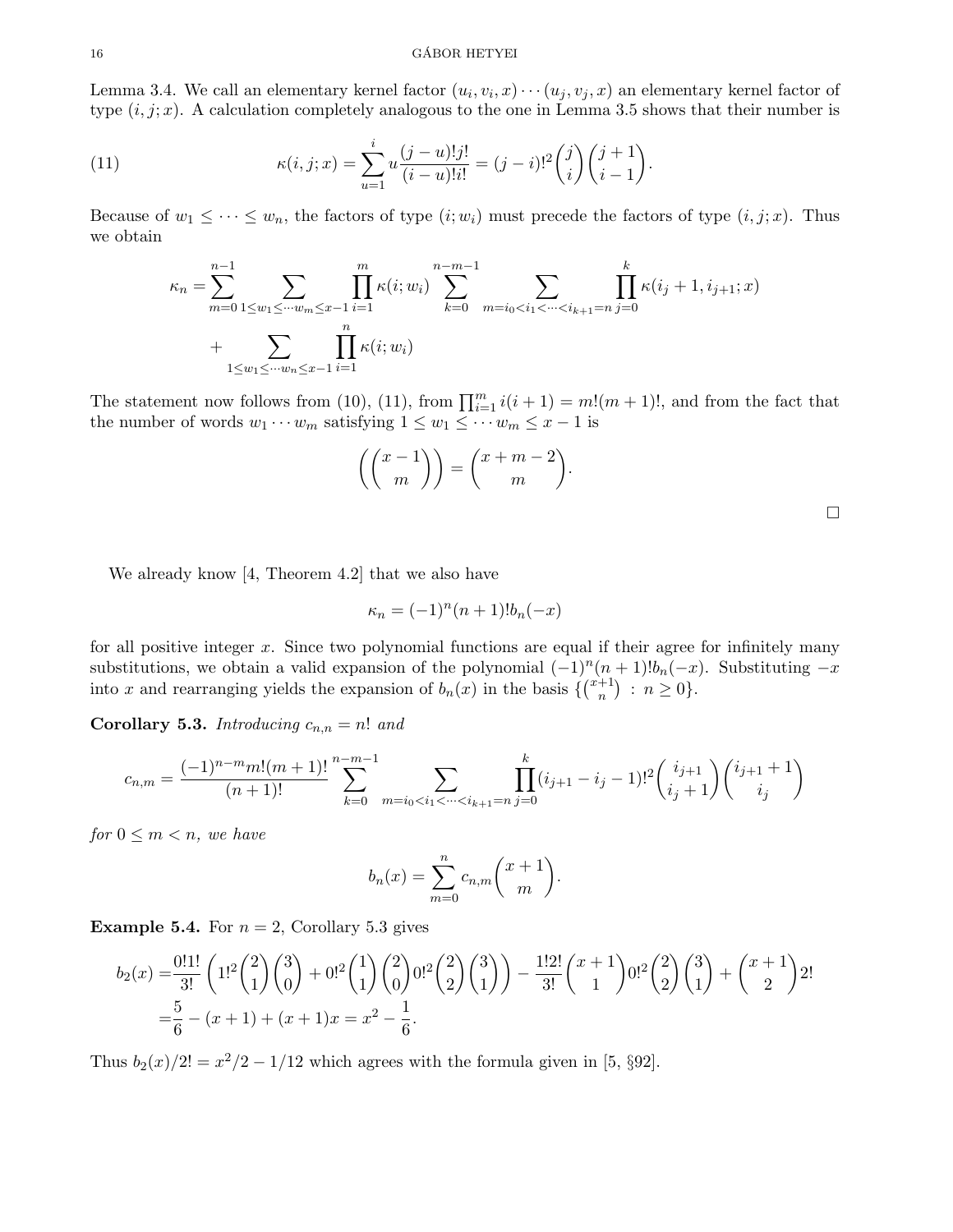Lemma 3.4. We call an elementary kernel factor $(u_i, v_i, x)\cdots(u_j, v_j, x)$ an elementary kernel factor of type $(i, j; x)$. A calculation completely analogous to the one in Lemma 3.5 shows that their number is

$$\kappa(i,j;x) = \sum_{u=1}^{i} u \frac{(j-u)!j!}{(i-u)!i!} = (j-i)!^2 \binom{j}{i}\binom{j+1}{i-1}. \tag{11}$$

Because of $w_1 \leq \cdots \leq w_n$, the factors of type $(i; w_i)$ must precede the factors of type $(i, j; x)$. Thus we obtain

$$\begin{aligned}
\kappa_n = & \sum_{m=0}^{n-1} \sum_{1\leq w_1 \leq \cdots w_m \leq x-1} \prod_{i=1}^{m} \kappa(i; w_i) \sum_{k=0}^{n-m-1} \sum_{m=i_0<i_1<\cdots<i_{k+1}=n} \prod_{j=0}^{k} \kappa(i_j+1, i_{j+1}; x) \\
& + \sum_{1\leq w_1 \leq \cdots w_n \leq x-1} \prod_{i=1}^{n} \kappa(i; w_i)
\end{aligned}$$

The statement now follows from (10), (11), from $\prod_{i=1}^{m} i(i+1) = m!(m+1)!$, and from the fact that the number of words $w_1 \cdots w_m$ satisfying $1 \leq w_1 \leq \cdots w_m \leq x-1$ is

$$\left(\!\!\binom{x-1}{m}\!\!\right) = \binom{x+m-2}{m}.$$

□

We already know [4, Theorem 4.2] that we also have

$$\kappa_n = (-1)^n (n+1)! b_n(-x)$$

for all positive integer $x$. Since two polynomial functions are equal if their agree for infinitely many substitutions, we obtain a valid expansion of the polynomial $(-1)^n(n+1)!b_n(-x)$. Substituting $-x$ into $x$ and rearranging yields the expansion of $b_n(x)$ in the basis $\{\binom{x+1}{n} : n \geq 0\}$.

**Corollary 5.3.** *Introducing $c_{n,n} = n!$ and*

$$c_{n,m} = \frac{(-1)^{n-m} m!(m+1)!}{(n+1)!} \sum_{k=0}^{n-m-1} \sum_{m=i_0<i_1<\cdots<i_{k+1}=n} \prod_{j=0}^{k} (i_{j+1}-i_j-1)!^2 \binom{i_{j+1}}{i_j+1}\binom{i_{j+1}+1}{i_j}$$

*for $0 \leq m < n$, we have*

$$b_n(x) = \sum_{m=0}^{n} c_{n,m} \binom{x+1}{m}.$$

**Example 5.4.** For $n = 2$, Corollary 5.3 gives

$$\begin{aligned}
b_2(x) = & \frac{0!1!}{3!}\left(1!^2\binom{2}{1}\binom{3}{0} + 0!^2\binom{1}{1}\binom{2}{0}0!^2\binom{2}{2}\binom{3}{1}\right) - \frac{1!2!}{3!}\binom{x+1}{1}0!^2\binom{2}{2}\binom{3}{1} + \binom{x+1}{2}2! \\
= & \frac{5}{6} - (x+1) + (x+1)x = x^2 - \frac{1}{6}.
\end{aligned}$$

Thus $b_2(x)/2! = x^2/2 - 1/12$ which agrees with the formula given in [5, §92].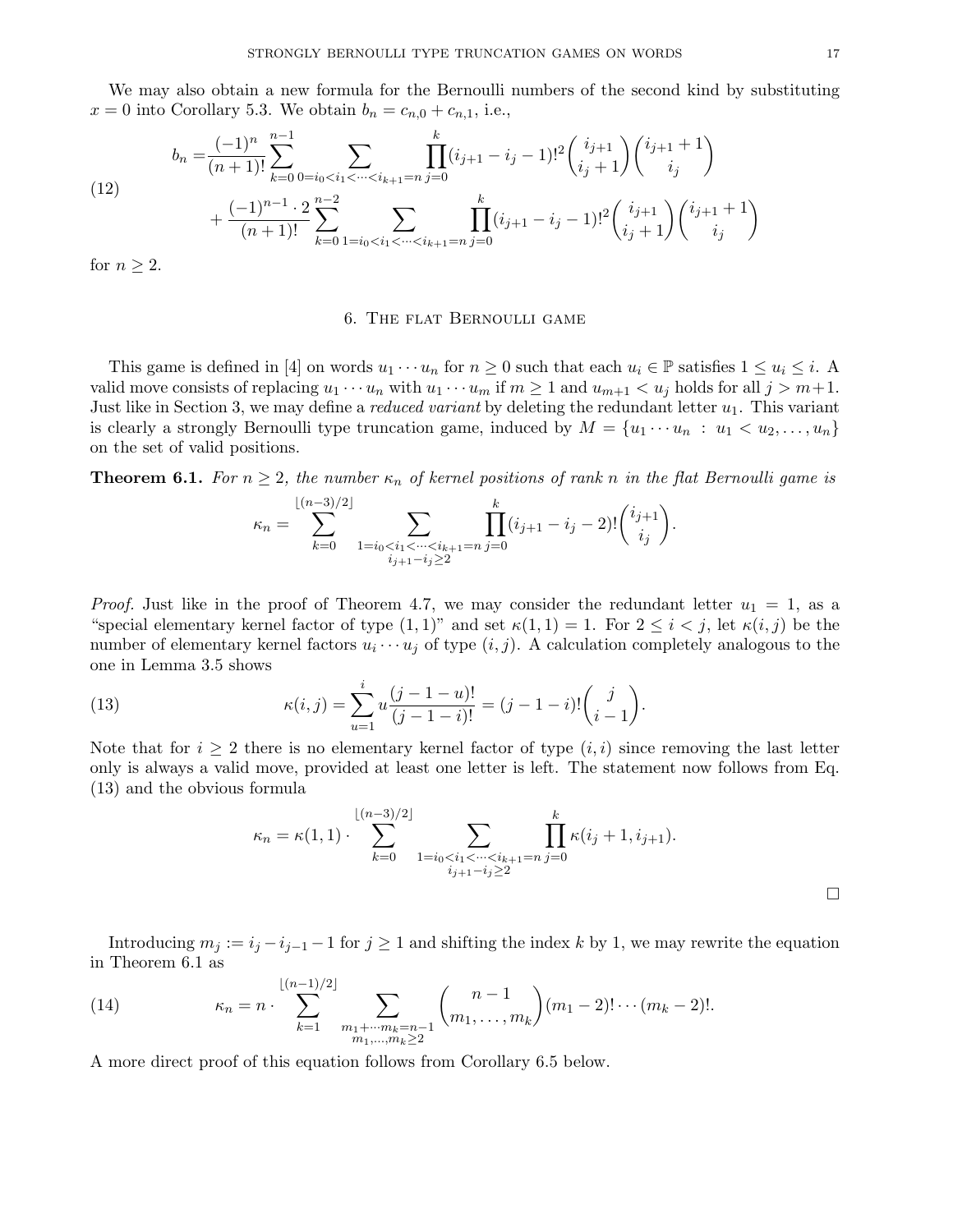We may also obtain a new formula for the Bernoulli numbers of the second kind by substituting $x = 0$ into Corollary 5.3. We obtain $b_n = c_{n,0} + c_{n,1}$, i.e.,

$$
\begin{aligned}
b_n =& \frac{(-1)^n}{(n+1)!} \sum_{k=0}^{n-1} \sum_{0=i_0<i_1<\cdots<i_{k+1}=n} \prod_{j=0}^{k} (i_{j+1}-i_j-1)!^2 \binom{i_{j+1}}{i_j+1}\binom{i_{j+1}+1}{i_j} \\
&+ \frac{(-1)^{n-1}\cdot 2}{(n+1)!} \sum_{k=0}^{n-2} \sum_{1=i_0<i_1<\cdots<i_{k+1}=n} \prod_{j=0}^{k} (i_{j+1}-i_j-1)!^2 \binom{i_{j+1}}{i_j+1}\binom{i_{j+1}+1}{i_j}
\end{aligned}
\tag{12}
$$

for $n \geq 2$.

## 6. The flat Bernoulli game

This game is defined in [4] on words $u_1 \cdots u_n$ for $n \geq 0$ such that each $u_i \in \mathbb{P}$ satisfies $1 \leq u_i \leq i$. A valid move consists of replacing $u_1 \cdots u_n$ with $u_1 \cdots u_m$ if $m \geq 1$ and $u_{m+1} < u_j$ holds for all $j > m+1$. Just like in Section 3, we may define a *reduced variant* by deleting the redundant letter $u_1$. This variant is clearly a strongly Bernoulli type truncation game, induced by $M = \{u_1 \cdots u_n \; : \; u_1 < u_2, \ldots, u_n\}$ on the set of valid positions.

**Theorem 6.1.** *For $n \geq 2$, the number $\kappa_n$ of kernel positions of rank $n$ in the flat Bernoulli game is*

$$
\kappa_n = \sum_{k=0}^{\lfloor (n-3)/2 \rfloor} \sum_{\substack{1=i_0<i_1<\cdots<i_{k+1}=n \\ i_{j+1}-i_j \geq 2}} \prod_{j=0}^{k} (i_{j+1}-i_j-2)! \binom{i_{j+1}}{i_j}.
$$

*Proof.* Just like in the proof of Theorem 4.7, we may consider the redundant letter $u_1 = 1$, as a "special elementary kernel factor of type $(1,1)$" and set $\kappa(1,1) = 1$. For $2 \leq i < j$, let $\kappa(i,j)$ be the number of elementary kernel factors $u_i \cdots u_j$ of type $(i,j)$. A calculation completely analogous to the one in Lemma 3.5 shows

$$
\kappa(i,j) = \sum_{u=1}^{i} u \frac{(j-1-u)!}{(j-1-i)!} = (j-1-i)! \binom{j}{i-1}.
\tag{13}
$$

Note that for $i \geq 2$ there is no elementary kernel factor of type $(i,i)$ since removing the last letter only is always a valid move, provided at least one letter is left. The statement now follows from Eq. (13) and the obvious formula

$$
\kappa_n = \kappa(1,1) \cdot \sum_{k=0}^{\lfloor (n-3)/2 \rfloor} \sum_{\substack{1=i_0<i_1<\cdots<i_{k+1}=n \\ i_{j+1}-i_j \geq 2}} \prod_{j=0}^{k} \kappa(i_j+1, i_{j+1}).
$$

$\square$

Introducing $m_j := i_j - i_{j-1} - 1$ for $j \geq 1$ and shifting the index $k$ by 1, we may rewrite the equation in Theorem 6.1 as

$$
\kappa_n = n \cdot \sum_{k=1}^{\lfloor (n-1)/2 \rfloor} \sum_{\substack{m_1+\cdots m_k = n-1 \\ m_1,\ldots,m_k \geq 2}} \binom{n-1}{m_1,\ldots,m_k} (m_1-2)! \cdots (m_k-2)!.
\tag{14}
$$

A more direct proof of this equation follows from Corollary 6.5 below.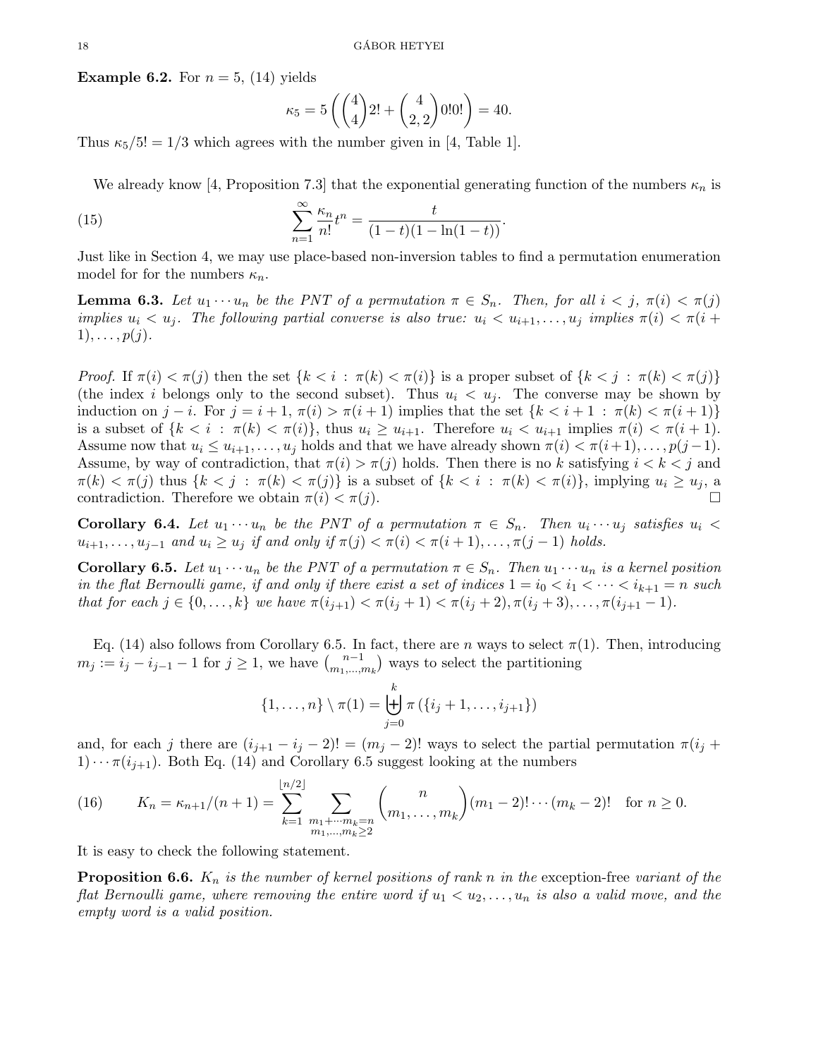**Example 6.2.** For $n = 5$, (14) yields

$$\kappa_5 = 5\left(\binom{4}{4}2! + \binom{4}{2,2}0!0!\right) = 40.$$

Thus $\kappa_5/5! = 1/3$ which agrees with the number given in [4, Table 1].

We already know [4, Proposition 7.3] that the exponential generating function of the numbers $\kappa_n$ is

$$\sum_{n=1}^{\infty} \frac{\kappa_n}{n!} t^n = \frac{t}{(1-t)(1-\ln(1-t))}. \tag{15}$$

Just like in Section 4, we may use place-based non-inversion tables to find a permutation enumeration model for for the numbers $\kappa_n$.

**Lemma 6.3.** *Let $u_1 \cdots u_n$ be the PNT of a permutation $\pi \in S_n$. Then, for all $i < j$, $\pi(i) < \pi(j)$ implies $u_i < u_j$. The following partial converse is also true: $u_i < u_{i+1}, \ldots, u_j$ implies $\pi(i) < \pi(i+1), \ldots, p(j)$.*

*Proof.* If $\pi(i) < \pi(j)$ then the set $\{k < i : \pi(k) < \pi(i)\}$ is a proper subset of $\{k < j : \pi(k) < \pi(j)\}$ (the index $i$ belongs only to the second subset). Thus $u_i < u_j$. The converse may be shown by induction on $j - i$. For $j = i + 1$, $\pi(i) > \pi(i+1)$ implies that the set $\{k < i+1 : \pi(k) < \pi(i+1)\}$ is a subset of $\{k < i : \pi(k) < \pi(i)\}$, thus $u_i \geq u_{i+1}$. Therefore $u_i < u_{i+1}$ implies $\pi(i) < \pi(i+1)$. Assume now that $u_i \leq u_{i+1}, \ldots, u_j$ holds and that we have already shown $\pi(i) < \pi(i+1), \ldots, p(j-1)$. Assume, by way of contradiction, that $\pi(i) > \pi(j)$ holds. Then there is no $k$ satisfying $i < k < j$ and $\pi(k) < \pi(j)$ thus $\{k < j : \pi(k) < \pi(j)\}$ is a subset of $\{k < i : \pi(k) < \pi(i)\}$, implying $u_i \geq u_j$, a contradiction. Therefore we obtain $\pi(i) < \pi(j)$. $\square$

**Corollary 6.4.** *Let $u_1 \cdots u_n$ be the PNT of a permutation $\pi \in S_n$. Then $u_i \cdots u_j$ satisfies $u_i < u_{i+1}, \ldots, u_{j-1}$ and $u_i \geq u_j$ if and only if $\pi(j) < \pi(i) < \pi(i+1), \ldots, \pi(j-1)$ holds.*

**Corollary 6.5.** *Let $u_1 \cdots u_n$ be the PNT of a permutation $\pi \in S_n$. Then $u_1 \cdots u_n$ is a kernel position in the flat Bernoulli game, if and only if there exist a set of indices $1 = i_0 < i_1 < \cdots < i_{k+1} = n$ such that for each $j \in \{0, \ldots, k\}$ we have $\pi(i_{j+1}) < \pi(i_j + 1) < \pi(i_j + 2), \pi(i_j + 3), \ldots, \pi(i_{j+1} - 1)$.*

Eq. (14) also follows from Corollary 6.5. In fact, there are $n$ ways to select $\pi(1)$. Then, introducing $m_j := i_j - i_{j-1} - 1$ for $j \geq 1$, we have $\binom{n-1}{m_1, \ldots, m_k}$ ways to select the partitioning

$$\{1, \ldots, n\} \setminus \pi(1) = \biguplus_{j=0}^{k} \pi\left(\{i_j + 1, \ldots, i_{j+1}\}\right)$$

and, for each $j$ there are $(i_{j+1} - i_j - 2)! = (m_j - 2)!$ ways to select the partial permutation $\pi(i_j + 1) \cdots \pi(i_{j+1})$. Both Eq. (14) and Corollary 6.5 suggest looking at the numbers

$$K_n = \kappa_{n+1}/(n+1) = \sum_{k=1}^{\lfloor n/2 \rfloor} \sum_{\substack{m_1 + \cdots m_k = n \\ m_1, \ldots, m_k \geq 2}} \binom{n}{m_1, \ldots, m_k} (m_1 - 2)! \cdots (m_k - 2)! \quad \text{for } n \geq 0. \tag{16}$$

It is easy to check the following statement.

**Proposition 6.6.** *$K_n$ is the number of kernel positions of rank $n$ in the* exception-free *variant of the flat Bernoulli game, where removing the entire word if $u_1 < u_2, \ldots, u_n$ is also a valid move, and the empty word is a valid position.*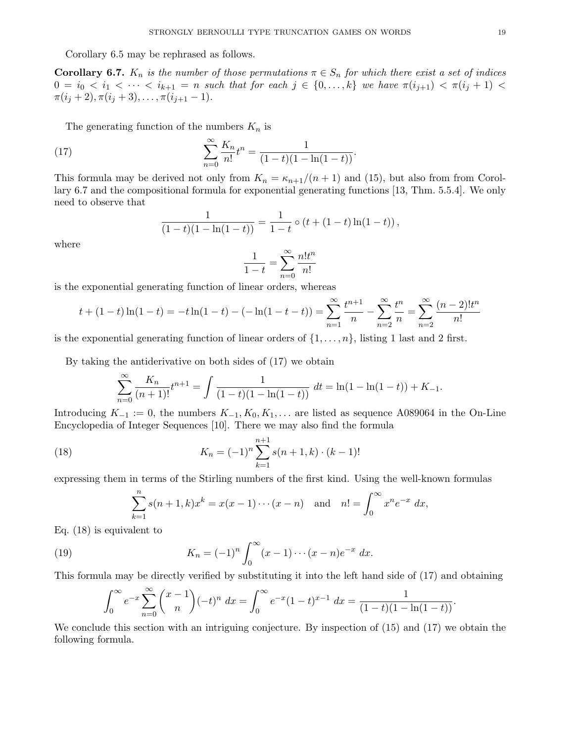Corollary 6.5 may be rephrased as follows.

**Corollary 6.7.** *$K_n$ is the number of those permutations $\pi \in S_n$ for which there exist a set of indices $0 = i_0 < i_1 < \cdots < i_{k+1} = n$ such that for each $j \in \{0, \ldots, k\}$ we have $\pi(i_{j+1}) < \pi(i_j + 1) < \pi(i_j + 2), \pi(i_j + 3), \ldots, \pi(i_{j+1} - 1)$.*

The generating function of the numbers $K_n$ is

$$\sum_{n=0}^{\infty} \frac{K_n}{n!} t^n = \frac{1}{(1-t)(1-\ln(1-t))}. \tag{17}$$

This formula may be derived not only from $K_n = \kappa_{n+1}/(n+1)$ and (15), but also from from Corollary 6.7 and the compositional formula for exponential generating functions [13, Thm. 5.5.4]. We only need to observe that

$$\frac{1}{(1-t)(1-\ln(1-t))} = \frac{1}{1-t} \circ (t + (1-t)\ln(1-t)),$$

where

$$\frac{1}{1-t} = \sum_{n=0}^{\infty} \frac{n! t^n}{n!}$$

is the exponential generating function of linear orders, whereas

$$t + (1-t)\ln(1-t) = -t\ln(1-t) - (-\ln(1-t-t)) = \sum_{n=1}^{\infty} \frac{t^{n+1}}{n} - \sum_{n=2}^{\infty} \frac{t^n}{n} = \sum_{n=2}^{\infty} \frac{(n-2)! t^n}{n!}$$

is the exponential generating function of linear orders of $\{1, \ldots, n\}$, listing 1 last and 2 first.

By taking the antiderivative on both sides of (17) we obtain

$$\sum_{n=0}^{\infty} \frac{K_n}{(n+1)!} t^{n+1} = \int \frac{1}{(1-t)(1-\ln(1-t))}\ dt = \ln(1-\ln(1-t)) + K_{-1}.$$

Introducing $K_{-1} := 0$, the numbers $K_{-1}, K_0, K_1, \ldots$ are listed as sequence A089064 in the On-Line Encyclopedia of Integer Sequences [10]. There we may also find the formula

$$K_n = (-1)^n \sum_{k=1}^{n+1} s(n+1,k) \cdot (k-1)! \tag{18}$$

expressing them in terms of the Stirling numbers of the first kind. Using the well-known formulas

$$\sum_{k=1}^{n} s(n+1,k) x^k = x(x-1)\cdots(x-n) \quad \text{and} \quad n! = \int_0^{\infty} x^n e^{-x}\ dx,$$

Eq. (18) is equivalent to

$$K_n = (-1)^n \int_0^{\infty} (x-1)\cdots(x-n) e^{-x}\ dx. \tag{19}$$

This formula may be directly verified by substituting it into the left hand side of (17) and obtaining

$$\int_0^{\infty} e^{-x} \sum_{n=0}^{\infty} \binom{x-1}{n} (-t)^n\ dx = \int_0^{\infty} e^{-x} (1-t)^{x-1}\ dx = \frac{1}{(1-t)(1-\ln(1-t))}.$$

We conclude this section with an intriguing conjecture. By inspection of (15) and (17) we obtain the following formula.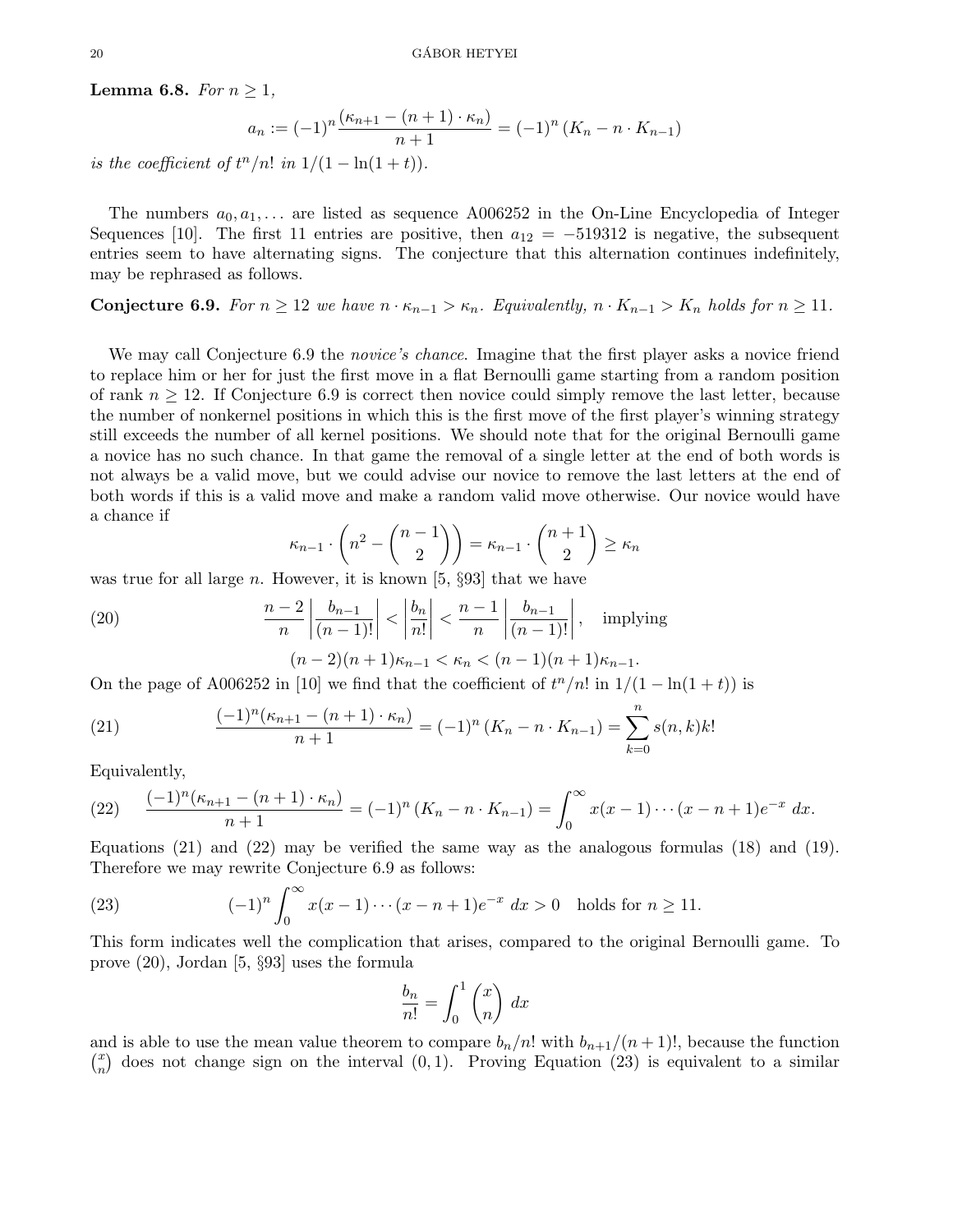**Lemma 6.8.** *For $n \geq 1$,*

$$a_n := (-1)^n \frac{(\kappa_{n+1} - (n+1) \cdot \kappa_n)}{n+1} = (-1)^n (K_n - n \cdot K_{n-1})$$

*is the coefficient of $t^n/n!$ in $1/(1 - \ln(1+t))$.*

The numbers $a_0, a_1, \ldots$ are listed as sequence A006252 in the On-Line Encyclopedia of Integer Sequences [10]. The first 11 entries are positive, then $a_{12} = -519312$ is negative, the subsequent entries seem to have alternating signs. The conjecture that this alternation continues indefinitely, may be rephrased as follows.

**Conjecture 6.9.** *For $n \geq 12$ we have $n \cdot \kappa_{n-1} > \kappa_n$. Equivalently, $n \cdot K_{n-1} > K_n$ holds for $n \geq 11$.*

We may call Conjecture 6.9 the *novice's chance*. Imagine that the first player asks a novice friend to replace him or her for just the first move in a flat Bernoulli game starting from a random position of rank $n \geq 12$. If Conjecture 6.9 is correct then novice could simply remove the last letter, because the number of nonkernel positions in which this is the first move of the first player's winning strategy still exceeds the number of all kernel positions. We should note that for the original Bernoulli game a novice has no such chance. In that game the removal of a single letter at the end of both words is not always be a valid move, but we could advise our novice to remove the last letters at the end of both words if this is a valid move and make a random valid move otherwise. Our novice would have a chance if

$$\kappa_{n-1} \cdot \left(n^2 - \binom{n-1}{2}\right) = \kappa_{n-1} \cdot \binom{n+1}{2} \geq \kappa_n$$

was true for all large $n$. However, it is known [5, §93] that we have

$$\frac{n-2}{n}\left|\frac{b_{n-1}}{(n-1)!}\right| < \left|\frac{b_n}{n!}\right| < \frac{n-1}{n}\left|\frac{b_{n-1}}{(n-1)!}\right|, \quad \text{implying} \tag{20}$$

$$(n-2)(n+1)\kappa_{n-1} < \kappa_n < (n-1)(n+1)\kappa_{n-1}.$$

On the page of A006252 in [10] we find that the coefficient of $t^n/n!$ in $1/(1 - \ln(1+t))$ is

$$\frac{(-1)^n(\kappa_{n+1} - (n+1) \cdot \kappa_n)}{n+1} = (-1)^n (K_n - n \cdot K_{n-1}) = \sum_{k=0}^{n} s(n,k)k! \tag{21}$$

Equivalently,

$$\frac{(-1)^n(\kappa_{n+1} - (n+1) \cdot \kappa_n)}{n+1} = (-1)^n (K_n - n \cdot K_{n-1}) = \int_0^\infty x(x-1)\cdots(x-n+1)e^{-x}\, dx. \tag{22}$$

Equations (21) and (22) may be verified the same way as the analogous formulas (18) and (19). Therefore we may rewrite Conjecture 6.9 as follows:

$$(-1)^n \int_0^\infty x(x-1)\cdots(x-n+1)e^{-x}\, dx > 0 \quad \text{holds for } n \geq 11. \tag{23}$$

This form indicates well the complication that arises, compared to the original Bernoulli game. To prove (20), Jordan [5, §93] uses the formula

$$\frac{b_n}{n!} = \int_0^1 \binom{x}{n}\, dx$$

and is able to use the mean value theorem to compare $b_n/n!$ with $b_{n+1}/(n+1)!$, because the function $\binom{x}{n}$ does not change sign on the interval $(0,1)$. Proving Equation (23) is equivalent to a similar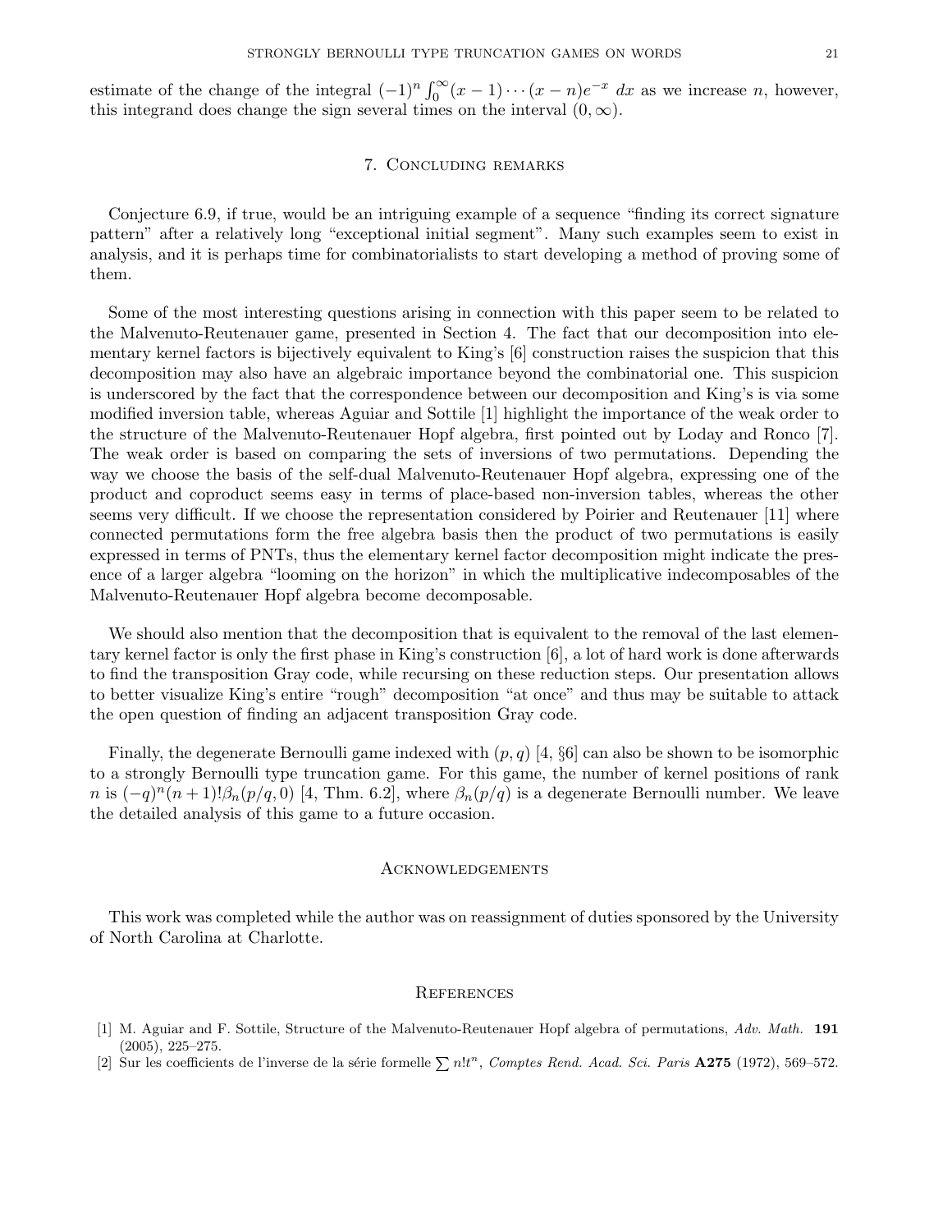estimate of the change of the integral $(-1)^n \int_0^\infty (x-1)\cdots(x-n)e^{-x}\ dx$ as we increase $n$, however, this integrand does change the sign several times on the interval $(0,\infty)$.

## 7. Concluding remarks

Conjecture 6.9, if true, would be an intriguing example of a sequence "finding its correct signature pattern" after a relatively long "exceptional initial segment". Many such examples seem to exist in analysis, and it is perhaps time for combinatorialists to start developing a method of proving some of them.

Some of the most interesting questions arising in connection with this paper seem to be related to the Malvenuto-Reutenauer game, presented in Section 4. The fact that our decomposition into elementary kernel factors is bijectively equivalent to King's [6] construction raises the suspicion that this decomposition may also have an algebraic importance beyond the combinatorial one. This suspicion is underscored by the fact that the correspondence between our decomposition and King's is via some modified inversion table, whereas Aguiar and Sottile [1] highlight the importance of the weak order to the structure of the Malvenuto-Reutenauer Hopf algebra, first pointed out by Loday and Ronco [7]. The weak order is based on comparing the sets of inversions of two permutations. Depending the way we choose the basis of the self-dual Malvenuto-Reutenauer Hopf algebra, expressing one of the product and coproduct seems easy in terms of place-based non-inversion tables, whereas the other seems very difficult. If we choose the representation considered by Poirier and Reutenauer [11] where connected permutations form the free algebra basis then the product of two permutations is easily expressed in terms of PNTs, thus the elementary kernel factor decomposition might indicate the presence of a larger algebra "looming on the horizon" in which the multiplicative indecomposables of the Malvenuto-Reutenauer Hopf algebra become decomposable.

We should also mention that the decomposition that is equivalent to the removal of the last elementary kernel factor is only the first phase in King's construction [6], a lot of hard work is done afterwards to find the transposition Gray code, while recursing on these reduction steps. Our presentation allows to better visualize King's entire "rough" decomposition "at once" and thus may be suitable to attack the open question of finding an adjacent transposition Gray code.

Finally, the degenerate Bernoulli game indexed with $(p,q)$ [4, §6] can also be shown to be isomorphic to a strongly Bernoulli type truncation game. For this game, the number of kernel positions of rank $n$ is $(-q)^n(n+1)!\beta_n(p/q,0)$ [4, Thm. 6.2], where $\beta_n(p/q)$ is a degenerate Bernoulli number. We leave the detailed analysis of this game to a future occasion.

## Acknowledgements

This work was completed while the author was on reassignment of duties sponsored by the University of North Carolina at Charlotte.

## References

[1] M. Aguiar and F. Sottile, Structure of the Malvenuto-Reutenauer Hopf algebra of permutations, *Adv. Math.* **191** (2005), 225–275.

[2] Sur les coefficients de l'inverse de la série formelle $\sum n!t^n$, *Comptes Rend. Acad. Sci. Paris* **A275** (1972), 569–572.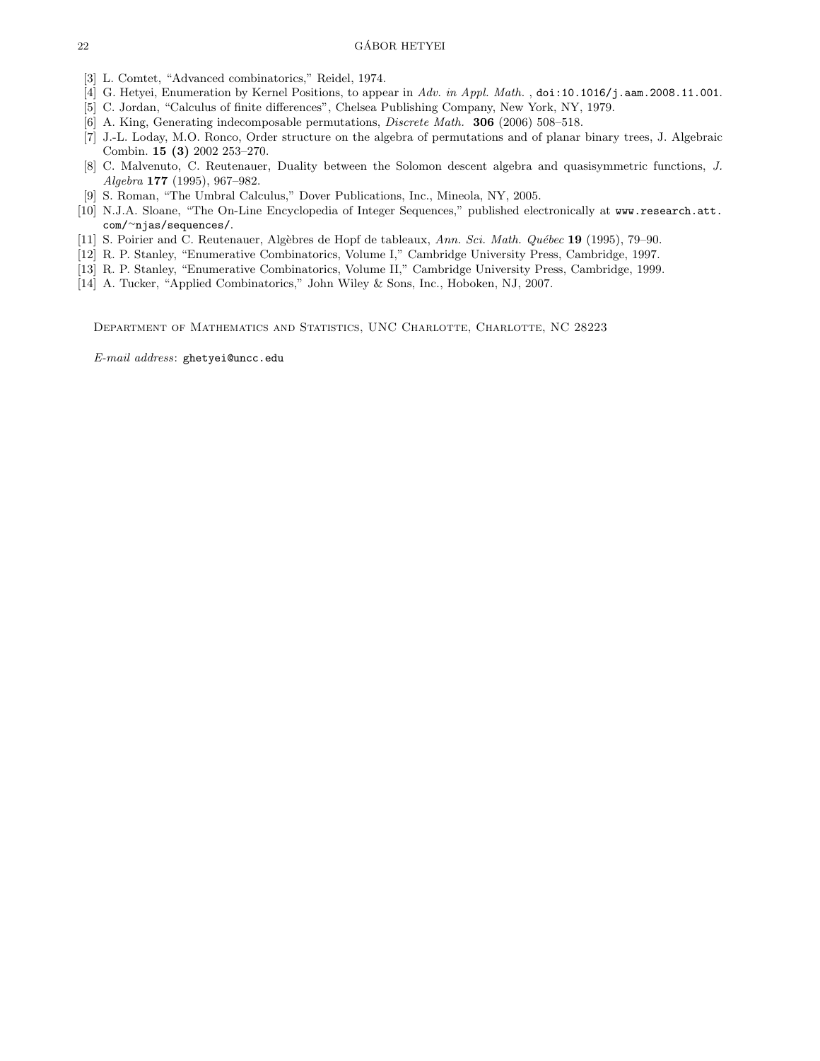[3] L. Comtet, "Advanced combinatorics," Reidel, 1974.

[4] G. Hetyei, Enumeration by Kernel Positions, to appear in *Adv. in Appl. Math.* , `doi:10.1016/j.aam.2008.11.001`.

[5] C. Jordan, "Calculus of finite differences", Chelsea Publishing Company, New York, NY, 1979.

[6] A. King, Generating indecomposable permutations, *Discrete Math.* **306** (2006) 508–518.

[7] J.-L. Loday, M.O. Ronco, Order structure on the algebra of permutations and of planar binary trees, J. Algebraic Combin. **15 (3)** 2002 253–270.

[8] C. Malvenuto, C. Reutenauer, Duality between the Solomon descent algebra and quasisymmetric functions, *J. Algebra* **177** (1995), 967–982.

[9] S. Roman, "The Umbral Calculus," Dover Publications, Inc., Mineola, NY, 2005.

[10] N.J.A. Sloane, "The On-Line Encyclopedia of Integer Sequences," published electronically at `www.research.att.com/~njas/sequences/`.

[11] S. Poirier and C. Reutenauer, Algèbres de Hopf de tableaux, *Ann. Sci. Math. Québec* **19** (1995), 79–90.

[12] R. P. Stanley, "Enumerative Combinatorics, Volume I," Cambridge University Press, Cambridge, 1997.

[13] R. P. Stanley, "Enumerative Combinatorics, Volume II," Cambridge University Press, Cambridge, 1999.

[14] A. Tucker, "Applied Combinatorics," John Wiley & Sons, Inc., Hoboken, NJ, 2007.

Department of Mathematics and Statistics, UNC Charlotte, Charlotte, NC 28223

*E-mail address*: `ghetyei@uncc.edu`